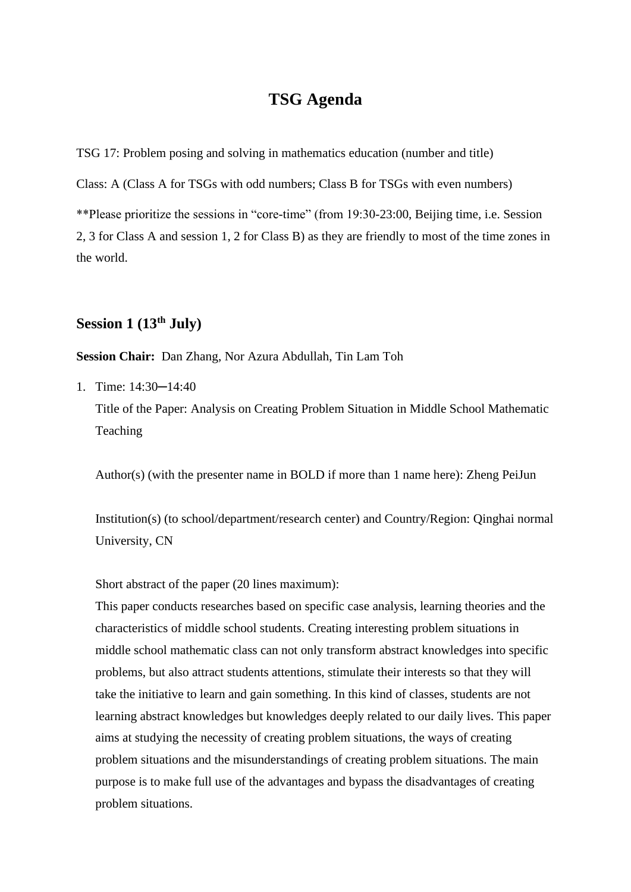# TSG Agenda

TSG 17: Problem posing and solving in mathematics education (number and title)

Class: A (Class A for TSGs with odd numbers; Class B for TSGs with even numbers)

**Please prioritize the sessions in "core-time" (from 19:30-23:00, Beijing time, i.e. Session 2, 3 for Class A and session 1, 2 for Class B) as they are friendly to most of the time zones in the world.

## Session 1 (13th July)

**Session Chair:** Dan Zhang, Nor Azura Abdullah, Tin Lam Toh

1. Time: 14:30─14:40

   Title of the Paper: Analysis on Creating Problem Situation in Middle School Mathematic Teaching

   Author(s) (with the presenter name in BOLD if more than 1 name here): Zheng PeiJun

   Institution(s) (to school/department/research center) and Country/Region: Qinghai normal University, CN

   Short abstract of the paper (20 lines maximum):

   This paper conducts researches based on specific case analysis, learning theories and the characteristics of middle school students. Creating interesting problem situations in middle school mathematic class can not only transform abstract knowledges into specific problems, but also attract students attentions, stimulate their interests so that they will take the initiative to learn and gain something. In this kind of classes, students are not learning abstract knowledges but knowledges deeply related to our daily lives. This paper aims at studying the necessity of creating problem situations, the ways of creating problem situations and the misunderstandings of creating problem situations. The main purpose is to make full use of the advantages and bypass the disadvantages of creating problem situations.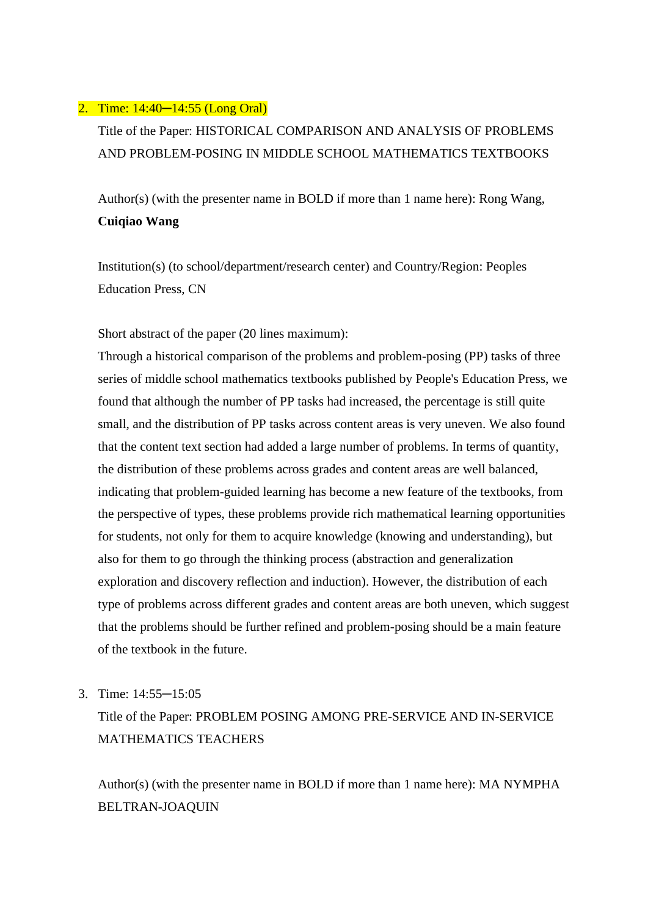2. Time: 14:40─14:55 (Long Oral)

   Title of the Paper: HISTORICAL COMPARISON AND ANALYSIS OF PROBLEMS AND PROBLEM-POSING IN MIDDLE SCHOOL MATHEMATICS TEXTBOOKS

   Author(s) (with the presenter name in BOLD if more than 1 name here): Rong Wang, **Cuiqiao Wang**

   Institution(s) (to school/department/research center) and Country/Region: Peoples Education Press, CN

   Short abstract of the paper (20 lines maximum):
   Through a historical comparison of the problems and problem-posing (PP) tasks of three series of middle school mathematics textbooks published by People's Education Press, we found that although the number of PP tasks had increased, the percentage is still quite small, and the distribution of PP tasks across content areas is very uneven. We also found that the content text section had added a large number of problems. In terms of quantity, the distribution of these problems across grades and content areas are well balanced, indicating that problem-guided learning has become a new feature of the textbooks, from the perspective of types, these problems provide rich mathematical learning opportunities for students, not only for them to acquire knowledge (knowing and understanding), but also for them to go through the thinking process (abstraction and generalization exploration and discovery reflection and induction). However, the distribution of each type of problems across different grades and content areas are both uneven, which suggest that the problems should be further refined and problem-posing should be a main feature of the textbook in the future.

3. Time: 14:55─15:05

   Title of the Paper: PROBLEM POSING AMONG PRE-SERVICE AND IN-SERVICE MATHEMATICS TEACHERS

   Author(s) (with the presenter name in BOLD if more than 1 name here): MA NYMPHA BELTRAN-JOAQUIN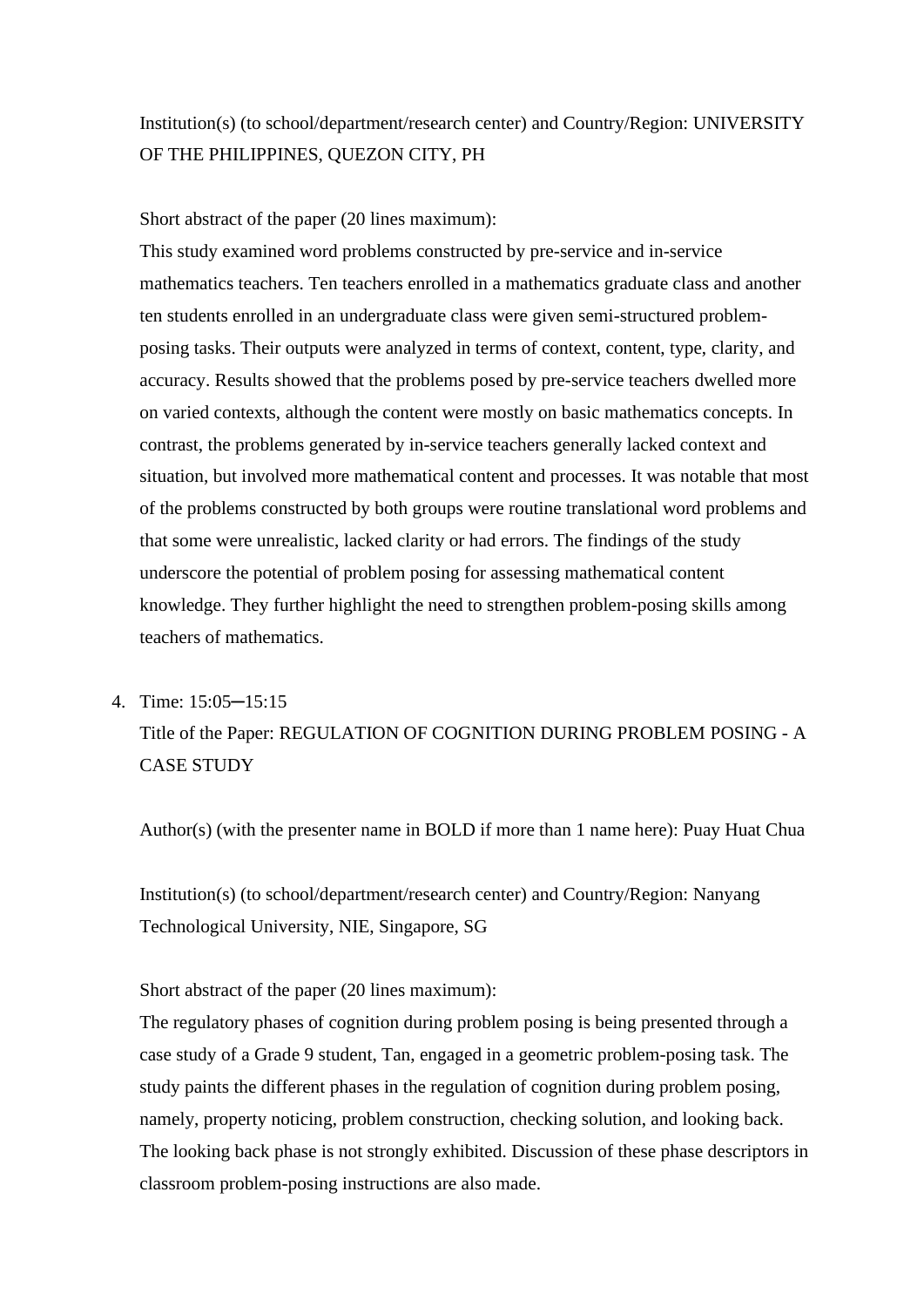Institution(s) (to school/department/research center) and Country/Region: UNIVERSITY OF THE PHILIPPINES, QUEZON CITY, PH

Short abstract of the paper (20 lines maximum):
This study examined word problems constructed by pre-service and in-service mathematics teachers. Ten teachers enrolled in a mathematics graduate class and another ten students enrolled in an undergraduate class were given semi-structured problem-posing tasks. Their outputs were analyzed in terms of context, content, type, clarity, and accuracy. Results showed that the problems posed by pre-service teachers dwelled more on varied contexts, although the content were mostly on basic mathematics concepts. In contrast, the problems generated by in-service teachers generally lacked context and situation, but involved more mathematical content and processes. It was notable that most of the problems constructed by both groups were routine translational word problems and that some were unrealistic, lacked clarity or had errors. The findings of the study underscore the potential of problem posing for assessing mathematical content knowledge. They further highlight the need to strengthen problem-posing skills among teachers of mathematics.

4. Time: 15:05─15:15
   Title of the Paper: REGULATION OF COGNITION DURING PROBLEM POSING - A CASE STUDY

   Author(s) (with the presenter name in BOLD if more than 1 name here): Puay Huat Chua

   Institution(s) (to school/department/research center) and Country/Region: Nanyang Technological University, NIE, Singapore, SG

   Short abstract of the paper (20 lines maximum):
   The regulatory phases of cognition during problem posing is being presented through a case study of a Grade 9 student, Tan, engaged in a geometric problem-posing task. The study paints the different phases in the regulation of cognition during problem posing, namely, property noticing, problem construction, checking solution, and looking back. The looking back phase is not strongly exhibited. Discussion of these phase descriptors in classroom problem-posing instructions are also made.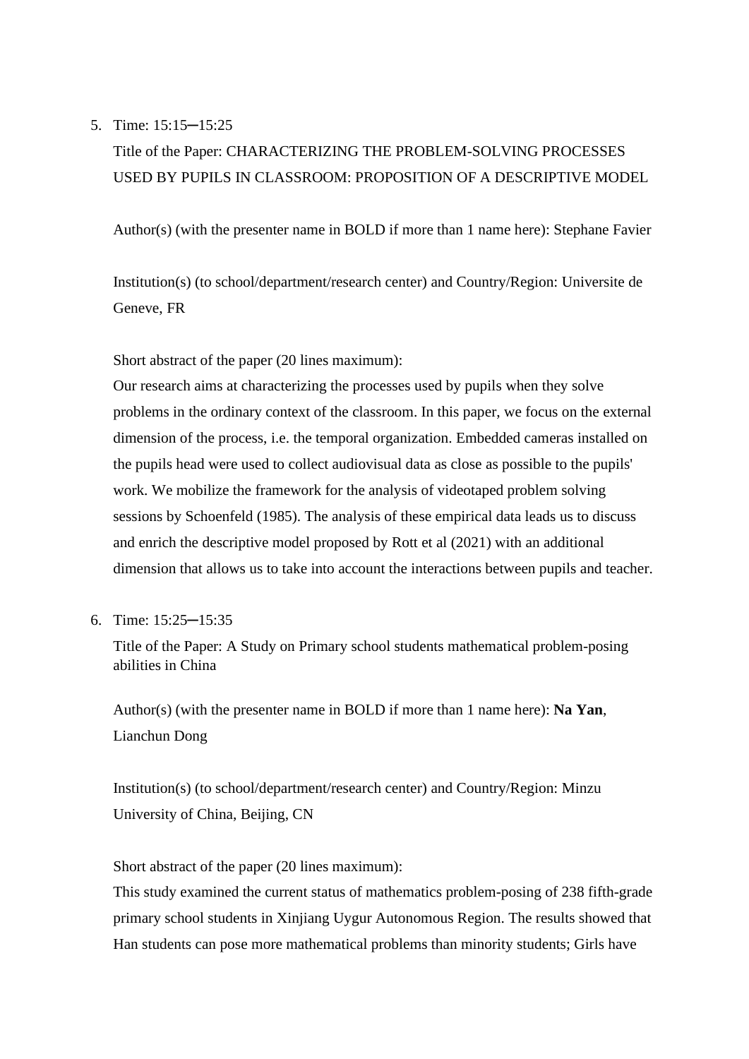5. Time: 15:15─15:25

   Title of the Paper: CHARACTERIZING THE PROBLEM-SOLVING PROCESSES USED BY PUPILS IN CLASSROOM: PROPOSITION OF A DESCRIPTIVE MODEL

   Author(s) (with the presenter name in BOLD if more than 1 name here): Stephane Favier

   Institution(s) (to school/department/research center) and Country/Region: Universite de Geneve, FR

   Short abstract of the paper (20 lines maximum):

   Our research aims at characterizing the processes used by pupils when they solve problems in the ordinary context of the classroom. In this paper, we focus on the external dimension of the process, i.e. the temporal organization. Embedded cameras installed on the pupils head were used to collect audiovisual data as close as possible to the pupils' work. We mobilize the framework for the analysis of videotaped problem solving sessions by Schoenfeld (1985). The analysis of these empirical data leads us to discuss and enrich the descriptive model proposed by Rott et al (2021) with an additional dimension that allows us to take into account the interactions between pupils and teacher.

6. Time: 15:25─15:35

   Title of the Paper: A Study on Primary school students mathematical problem-posing abilities in China

   Author(s) (with the presenter name in BOLD if more than 1 name here): **Na Yan**, Lianchun Dong

   Institution(s) (to school/department/research center) and Country/Region: Minzu University of China, Beijing, CN

   Short abstract of the paper (20 lines maximum):

   This study examined the current status of mathematics problem-posing of 238 fifth-grade primary school students in Xinjiang Uygur Autonomous Region. The results showed that Han students can pose more mathematical problems than minority students; Girls have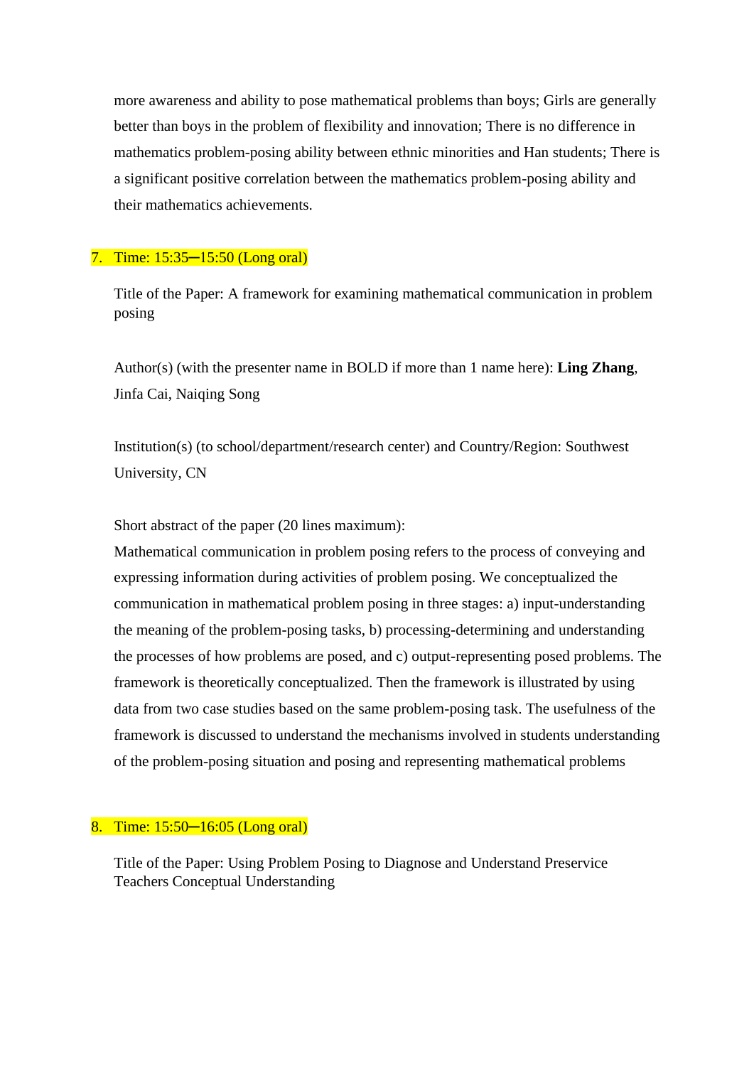more awareness and ability to pose mathematical problems than boys; Girls are generally better than boys in the problem of flexibility and innovation; There is no difference in mathematics problem-posing ability between ethnic minorities and Han students; There is a significant positive correlation between the mathematics problem-posing ability and their mathematics achievements.

7. Time: 15:35─15:50 (Long oral)

   Title of the Paper: A framework for examining mathematical communication in problem posing

   Author(s) (with the presenter name in BOLD if more than 1 name here): **Ling Zhang**, Jinfa Cai, Naiqing Song

   Institution(s) (to school/department/research center) and Country/Region: Southwest University, CN

   Short abstract of the paper (20 lines maximum):
   Mathematical communication in problem posing refers to the process of conveying and expressing information during activities of problem posing. We conceptualized the communication in mathematical problem posing in three stages: a) input-understanding the meaning of the problem-posing tasks, b) processing-determining and understanding the processes of how problems are posed, and c) output-representing posed problems. The framework is theoretically conceptualized. Then the framework is illustrated by using data from two case studies based on the same problem-posing task. The usefulness of the framework is discussed to understand the mechanisms involved in students understanding of the problem-posing situation and posing and representing mathematical problems

8. Time: 15:50─16:05 (Long oral)

   Title of the Paper: Using Problem Posing to Diagnose and Understand Preservice Teachers Conceptual Understanding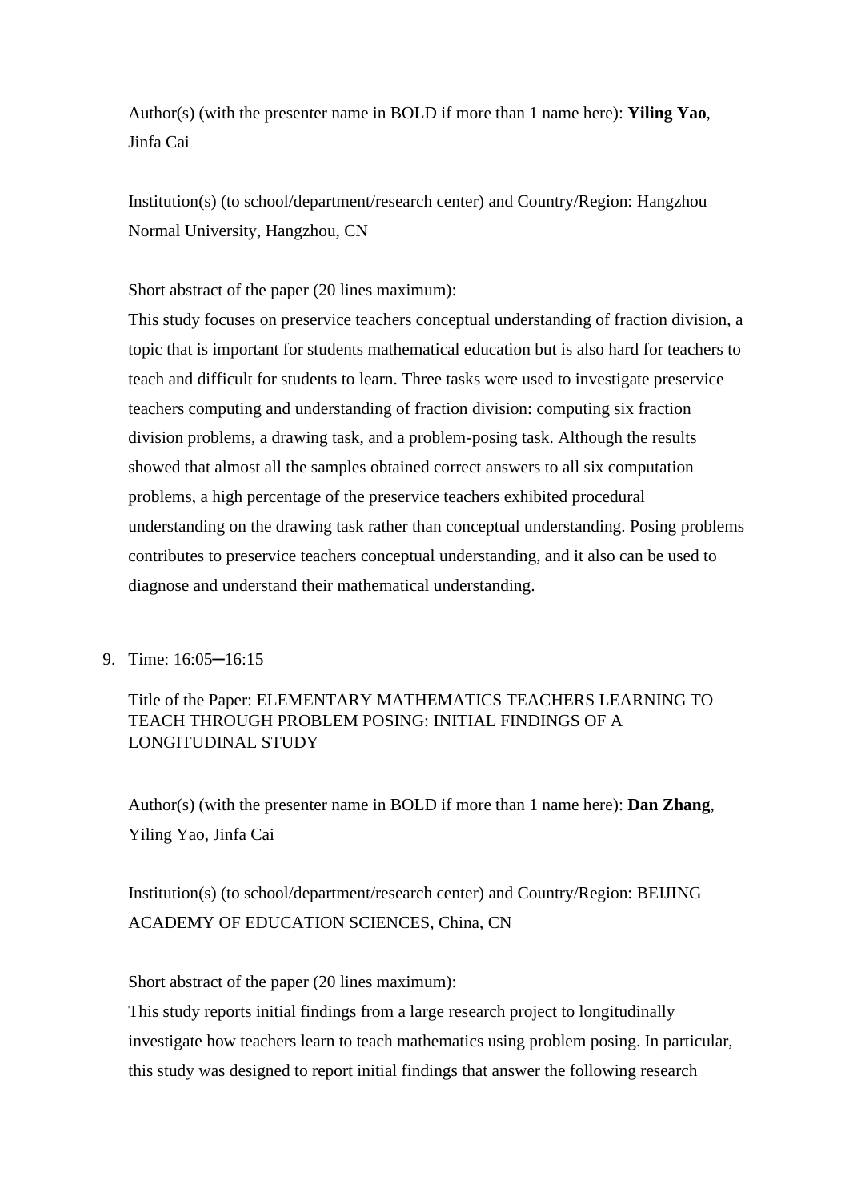Author(s) (with the presenter name in BOLD if more than 1 name here): **Yiling Yao**, Jinfa Cai

Institution(s) (to school/department/research center) and Country/Region: Hangzhou Normal University, Hangzhou, CN

Short abstract of the paper (20 lines maximum):

This study focuses on preservice teachers conceptual understanding of fraction division, a topic that is important for students mathematical education but is also hard for teachers to teach and difficult for students to learn. Three tasks were used to investigate preservice teachers computing and understanding of fraction division: computing six fraction division problems, a drawing task, and a problem-posing task. Although the results showed that almost all the samples obtained correct answers to all six computation problems, a high percentage of the preservice teachers exhibited procedural understanding on the drawing task rather than conceptual understanding. Posing problems contributes to preservice teachers conceptual understanding, and it also can be used to diagnose and understand their mathematical understanding.

9. Time: 16:05─16:15

   Title of the Paper: ELEMENTARY MATHEMATICS TEACHERS LEARNING TO TEACH THROUGH PROBLEM POSING: INITIAL FINDINGS OF A LONGITUDINAL STUDY

   Author(s) (with the presenter name in BOLD if more than 1 name here): **Dan Zhang**, Yiling Yao, Jinfa Cai

   Institution(s) (to school/department/research center) and Country/Region: BEIJING ACADEMY OF EDUCATION SCIENCES, China, CN

   Short abstract of the paper (20 lines maximum):

   This study reports initial findings from a large research project to longitudinally investigate how teachers learn to teach mathematics using problem posing. In particular, this study was designed to report initial findings that answer the following research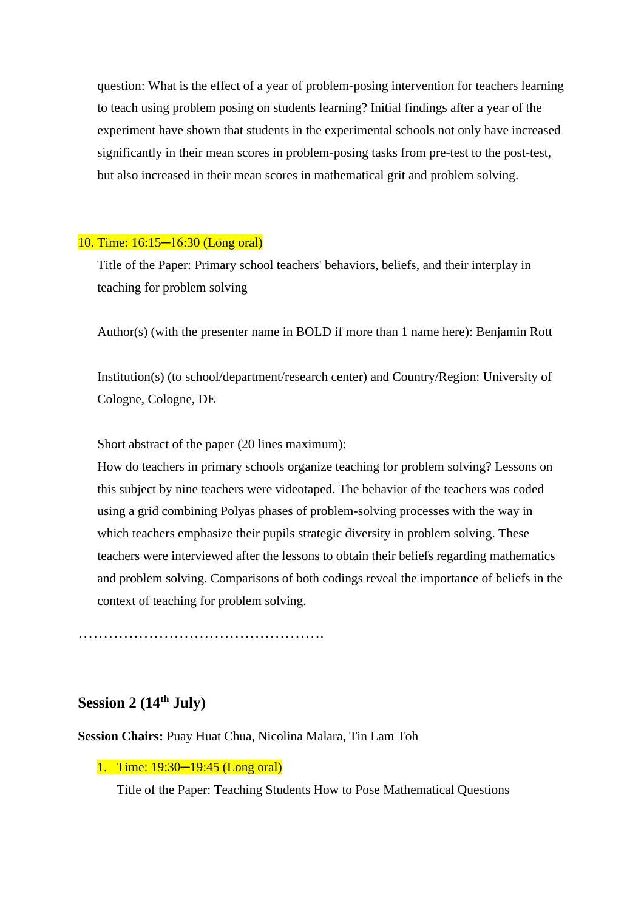question: What is the effect of a year of problem-posing intervention for teachers learning to teach using problem posing on students learning? Initial findings after a year of the experiment have shown that students in the experimental schools not only have increased significantly in their mean scores in problem-posing tasks from pre-test to the post-test, but also increased in their mean scores in mathematical grit and problem solving.

10. Time: 16:15─16:30 (Long oral)

Title of the Paper: Primary school teachers' behaviors, beliefs, and their interplay in teaching for problem solving

Author(s) (with the presenter name in BOLD if more than 1 name here): Benjamin Rott

Institution(s) (to school/department/research center) and Country/Region: University of Cologne, Cologne, DE

Short abstract of the paper (20 lines maximum):
How do teachers in primary schools organize teaching for problem solving? Lessons on this subject by nine teachers were videotaped. The behavior of the teachers was coded using a grid combining Polyas phases of problem-solving processes with the way in which teachers emphasize their pupils strategic diversity in problem solving. These teachers were interviewed after the lessons to obtain their beliefs regarding mathematics and problem solving. Comparisons of both codings reveal the importance of beliefs in the context of teaching for problem solving.

…………………………………………

## Session 2 (14th July)

**Session Chairs:** Puay Huat Chua, Nicolina Malara, Tin Lam Toh

1. Time: 19:30─19:45 (Long oral)

   Title of the Paper: Teaching Students How to Pose Mathematical Questions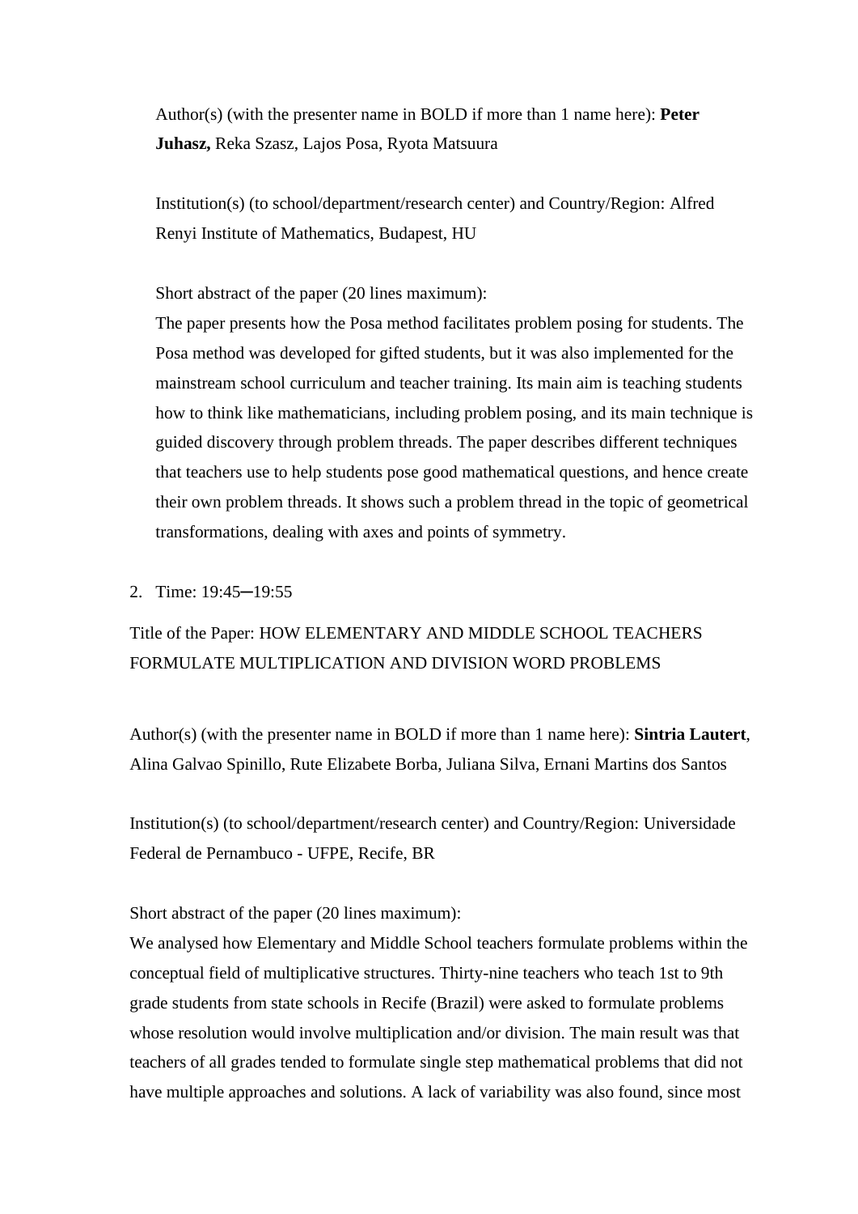Author(s) (with the presenter name in BOLD if more than 1 name here): **Peter Juhasz,** Reka Szasz, Lajos Posa, Ryota Matsuura

Institution(s) (to school/department/research center) and Country/Region: Alfred Renyi Institute of Mathematics, Budapest, HU

Short abstract of the paper (20 lines maximum):
The paper presents how the Posa method facilitates problem posing for students. The Posa method was developed for gifted students, but it was also implemented for the mainstream school curriculum and teacher training. Its main aim is teaching students how to think like mathematicians, including problem posing, and its main technique is guided discovery through problem threads. The paper describes different techniques that teachers use to help students pose good mathematical questions, and hence create their own problem threads. It shows such a problem thread in the topic of geometrical transformations, dealing with axes and points of symmetry.

2. Time: 19:45─19:55

Title of the Paper: HOW ELEMENTARY AND MIDDLE SCHOOL TEACHERS FORMULATE MULTIPLICATION AND DIVISION WORD PROBLEMS

Author(s) (with the presenter name in BOLD if more than 1 name here): **Sintria Lautert**, Alina Galvao Spinillo, Rute Elizabete Borba, Juliana Silva, Ernani Martins dos Santos

Institution(s) (to school/department/research center) and Country/Region: Universidade Federal de Pernambuco - UFPE, Recife, BR

Short abstract of the paper (20 lines maximum):
We analysed how Elementary and Middle School teachers formulate problems within the conceptual field of multiplicative structures. Thirty-nine teachers who teach 1st to 9th grade students from state schools in Recife (Brazil) were asked to formulate problems whose resolution would involve multiplication and/or division. The main result was that teachers of all grades tended to formulate single step mathematical problems that did not have multiple approaches and solutions. A lack of variability was also found, since most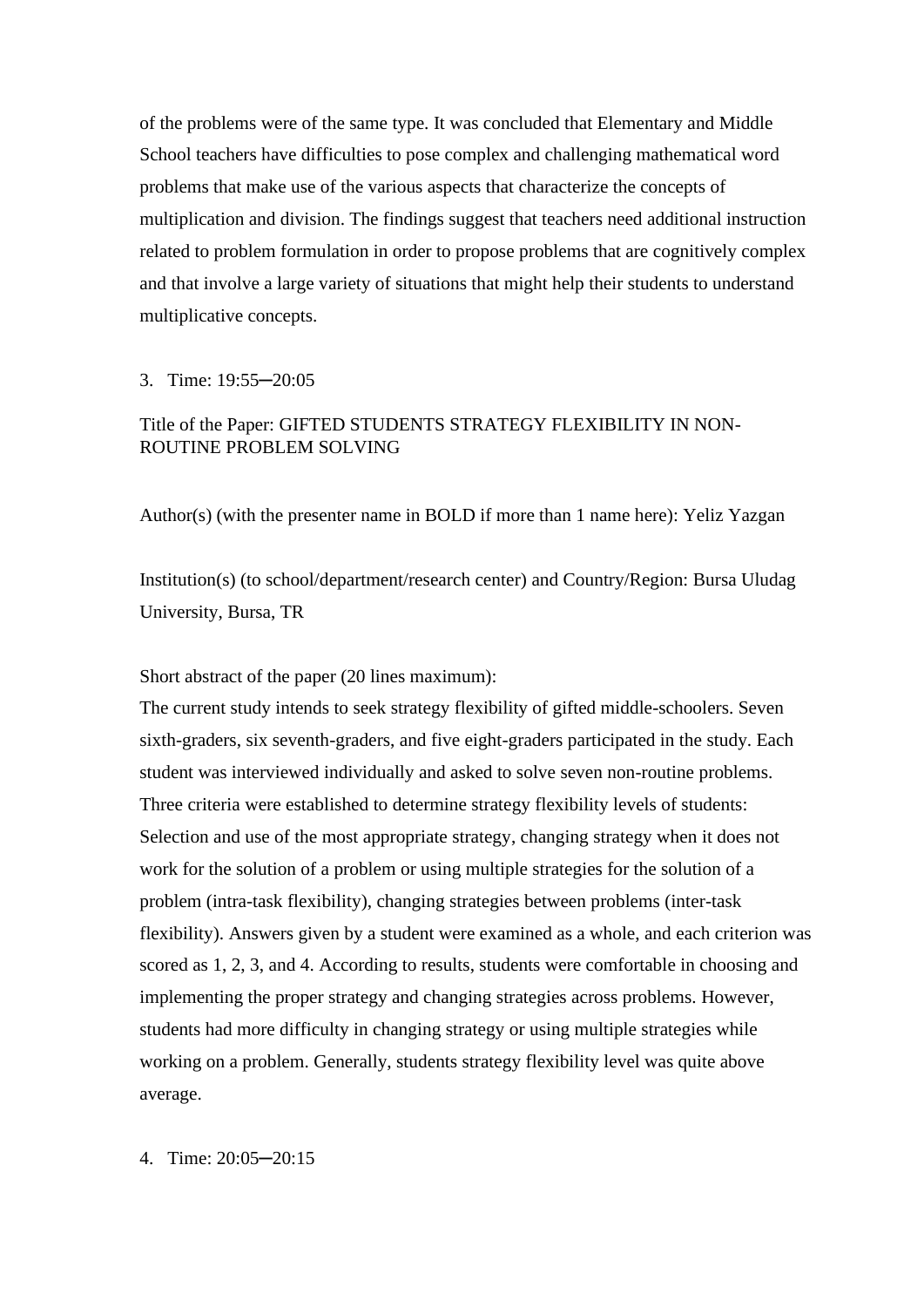of the problems were of the same type. It was concluded that Elementary and Middle School teachers have difficulties to pose complex and challenging mathematical word problems that make use of the various aspects that characterize the concepts of multiplication and division. The findings suggest that teachers need additional instruction related to problem formulation in order to propose problems that are cognitively complex and that involve a large variety of situations that might help their students to understand multiplicative concepts.

3. Time: 19:55─20:05

Title of the Paper: GIFTED STUDENTS STRATEGY FLEXIBILITY IN NON-ROUTINE PROBLEM SOLVING

Author(s) (with the presenter name in BOLD if more than 1 name here): Yeliz Yazgan

Institution(s) (to school/department/research center) and Country/Region: Bursa Uludag University, Bursa, TR

Short abstract of the paper (20 lines maximum):
The current study intends to seek strategy flexibility of gifted middle-schoolers. Seven sixth-graders, six seventh-graders, and five eight-graders participated in the study. Each student was interviewed individually and asked to solve seven non-routine problems. Three criteria were established to determine strategy flexibility levels of students: Selection and use of the most appropriate strategy, changing strategy when it does not work for the solution of a problem or using multiple strategies for the solution of a problem (intra-task flexibility), changing strategies between problems (inter-task flexibility). Answers given by a student were examined as a whole, and each criterion was scored as 1, 2, 3, and 4. According to results, students were comfortable in choosing and implementing the proper strategy and changing strategies across problems. However, students had more difficulty in changing strategy or using multiple strategies while working on a problem. Generally, students strategy flexibility level was quite above average.

4. Time: 20:05─20:15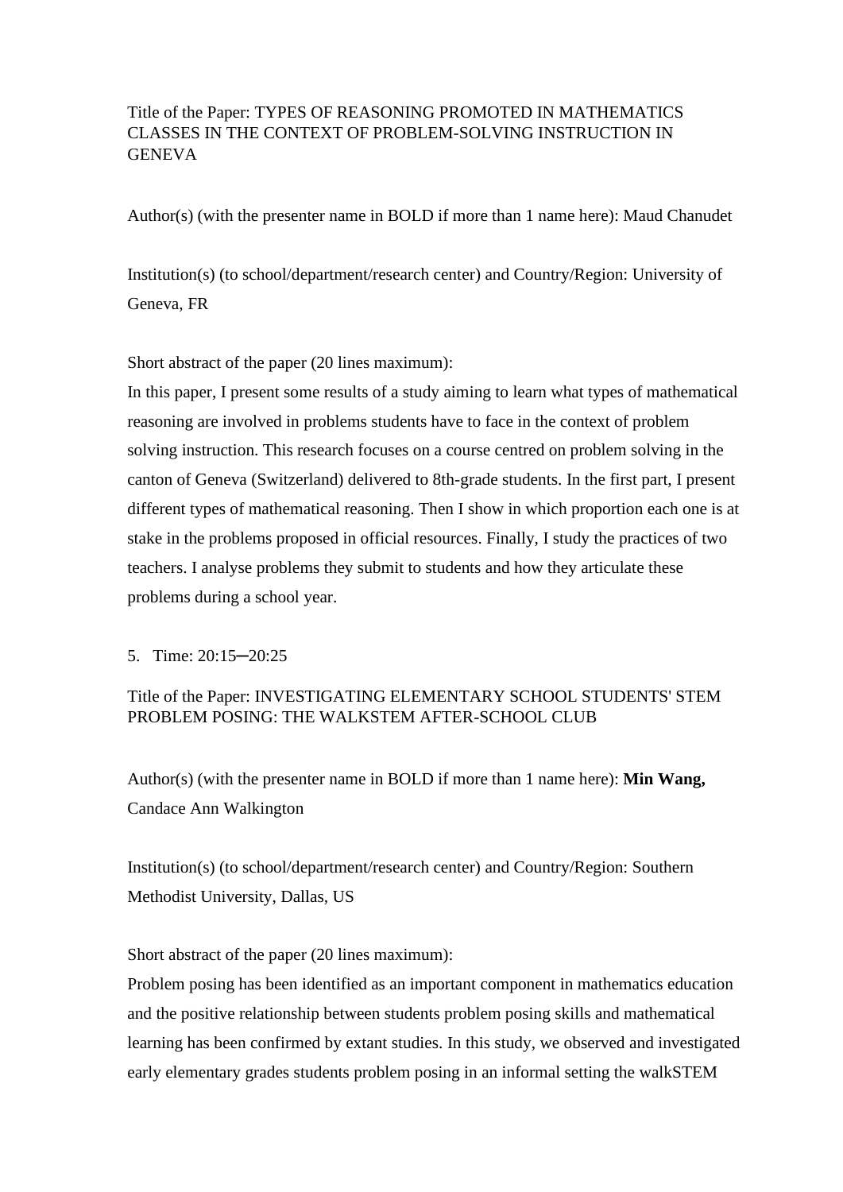Title of the Paper: TYPES OF REASONING PROMOTED IN MATHEMATICS CLASSES IN THE CONTEXT OF PROBLEM-SOLVING INSTRUCTION IN GENEVA

Author(s) (with the presenter name in BOLD if more than 1 name here): Maud Chanudet

Institution(s) (to school/department/research center) and Country/Region: University of Geneva, FR

Short abstract of the paper (20 lines maximum):
In this paper, I present some results of a study aiming to learn what types of mathematical reasoning are involved in problems students have to face in the context of problem solving instruction. This research focuses on a course centred on problem solving in the canton of Geneva (Switzerland) delivered to 8th-grade students. In the first part, I present different types of mathematical reasoning. Then I show in which proportion each one is at stake in the problems proposed in official resources. Finally, I study the practices of two teachers. I analyse problems they submit to students and how they articulate these problems during a school year.

5. Time: 20:15─20:25

Title of the Paper: INVESTIGATING ELEMENTARY SCHOOL STUDENTS' STEM PROBLEM POSING: THE WALKSTEM AFTER-SCHOOL CLUB

Author(s) (with the presenter name in BOLD if more than 1 name here): **Min Wang,** Candace Ann Walkington

Institution(s) (to school/department/research center) and Country/Region: Southern Methodist University, Dallas, US

Short abstract of the paper (20 lines maximum):
Problem posing has been identified as an important component in mathematics education and the positive relationship between students problem posing skills and mathematical learning has been confirmed by extant studies. In this study, we observed and investigated early elementary grades students problem posing in an informal setting the walkSTEM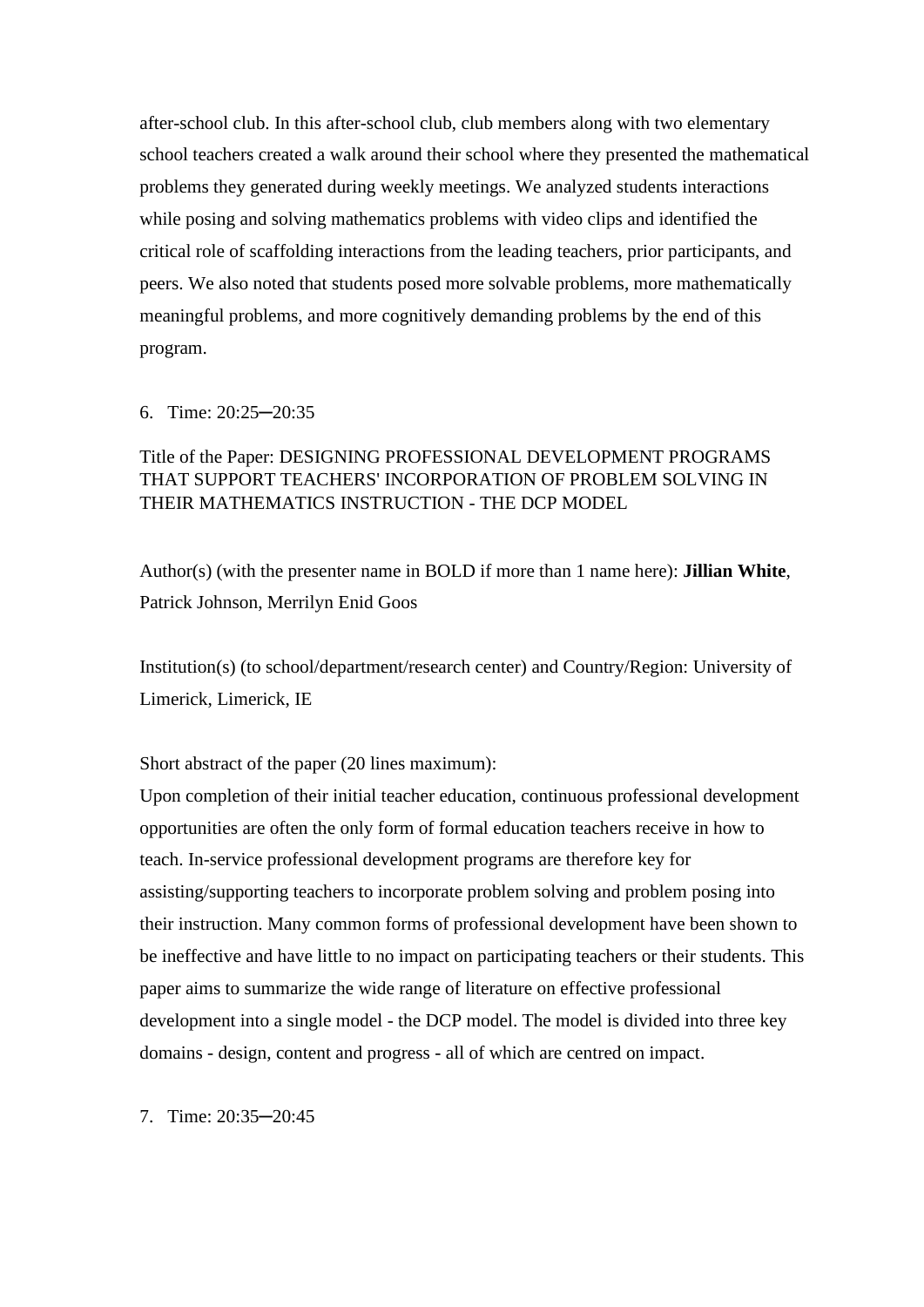after-school club. In this after-school club, club members along with two elementary school teachers created a walk around their school where they presented the mathematical problems they generated during weekly meetings. We analyzed students interactions while posing and solving mathematics problems with video clips and identified the critical role of scaffolding interactions from the leading teachers, prior participants, and peers. We also noted that students posed more solvable problems, more mathematically meaningful problems, and more cognitively demanding problems by the end of this program.

6. Time: 20:25─20:35

Title of the Paper: DESIGNING PROFESSIONAL DEVELOPMENT PROGRAMS THAT SUPPORT TEACHERS' INCORPORATION OF PROBLEM SOLVING IN THEIR MATHEMATICS INSTRUCTION - THE DCP MODEL

Author(s) (with the presenter name in BOLD if more than 1 name here): **Jillian White**, Patrick Johnson, Merrilyn Enid Goos

Institution(s) (to school/department/research center) and Country/Region: University of Limerick, Limerick, IE

Short abstract of the paper (20 lines maximum):
Upon completion of their initial teacher education, continuous professional development opportunities are often the only form of formal education teachers receive in how to teach. In-service professional development programs are therefore key for assisting/supporting teachers to incorporate problem solving and problem posing into their instruction. Many common forms of professional development have been shown to be ineffective and have little to no impact on participating teachers or their students. This paper aims to summarize the wide range of literature on effective professional development into a single model - the DCP model. The model is divided into three key domains - design, content and progress - all of which are centred on impact.

7. Time: 20:35─20:45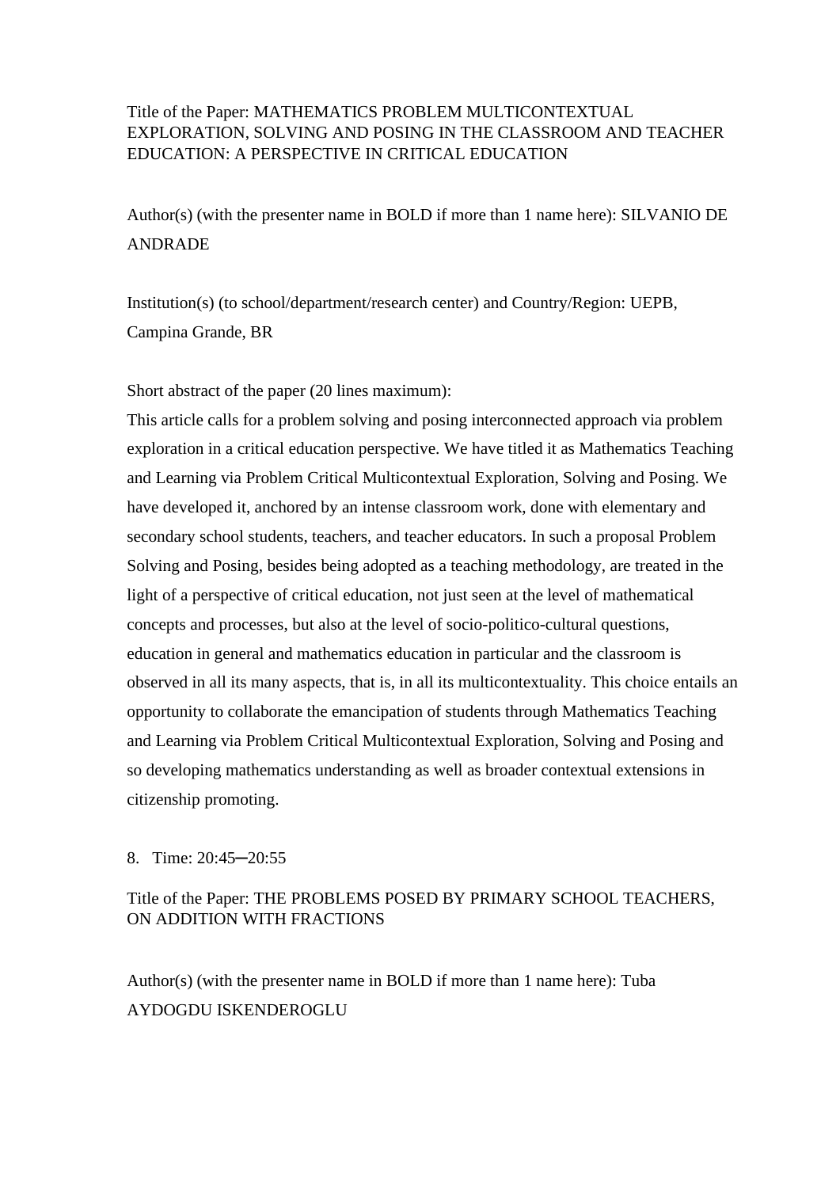Title of the Paper: MATHEMATICS PROBLEM MULTICONTEXTUAL EXPLORATION, SOLVING AND POSING IN THE CLASSROOM AND TEACHER EDUCATION: A PERSPECTIVE IN CRITICAL EDUCATION

Author(s) (with the presenter name in BOLD if more than 1 name here): SILVANIO DE ANDRADE

Institution(s) (to school/department/research center) and Country/Region: UEPB, Campina Grande, BR

Short abstract of the paper (20 lines maximum):
This article calls for a problem solving and posing interconnected approach via problem exploration in a critical education perspective. We have titled it as Mathematics Teaching and Learning via Problem Critical Multicontextual Exploration, Solving and Posing. We have developed it, anchored by an intense classroom work, done with elementary and secondary school students, teachers, and teacher educators. In such a proposal Problem Solving and Posing, besides being adopted as a teaching methodology, are treated in the light of a perspective of critical education, not just seen at the level of mathematical concepts and processes, but also at the level of socio-politico-cultural questions, education in general and mathematics education in particular and the classroom is observed in all its many aspects, that is, in all its multicontextuality. This choice entails an opportunity to collaborate the emancipation of students through Mathematics Teaching and Learning via Problem Critical Multicontextual Exploration, Solving and Posing and so developing mathematics understanding as well as broader contextual extensions in citizenship promoting.

8. Time: 20:45─20:55

Title of the Paper: THE PROBLEMS POSED BY PRIMARY SCHOOL TEACHERS, ON ADDITION WITH FRACTIONS

Author(s) (with the presenter name in BOLD if more than 1 name here): Tuba AYDOGDU ISKENDEROGLU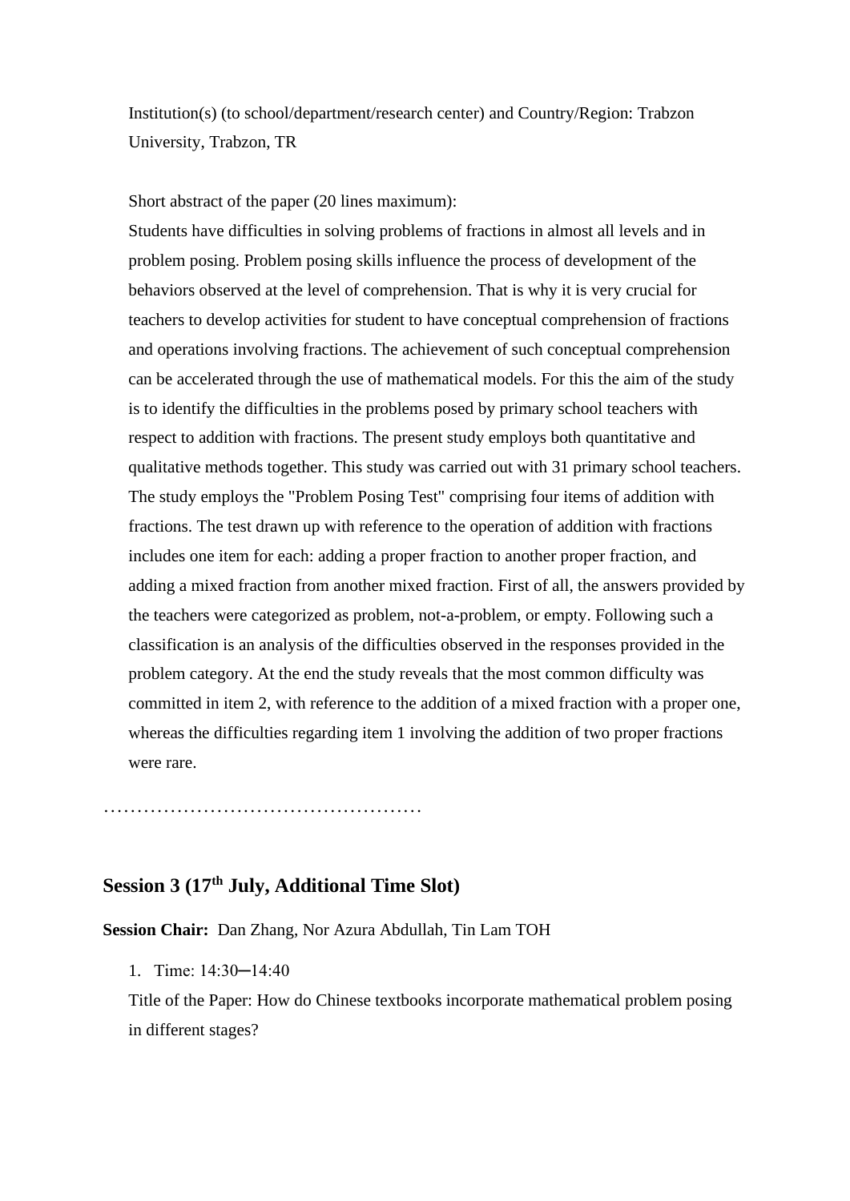Institution(s) (to school/department/research center) and Country/Region: Trabzon University, Trabzon, TR

Short abstract of the paper (20 lines maximum):

Students have difficulties in solving problems of fractions in almost all levels and in problem posing. Problem posing skills influence the process of development of the behaviors observed at the level of comprehension. That is why it is very crucial for teachers to develop activities for student to have conceptual comprehension of fractions and operations involving fractions. The achievement of such conceptual comprehension can be accelerated through the use of mathematical models. For this the aim of the study is to identify the difficulties in the problems posed by primary school teachers with respect to addition with fractions. The present study employs both quantitative and qualitative methods together. This study was carried out with 31 primary school teachers. The study employs the "Problem Posing Test" comprising four items of addition with fractions. The test drawn up with reference to the operation of addition with fractions includes one item for each: adding a proper fraction to another proper fraction, and adding a mixed fraction from another mixed fraction. First of all, the answers provided by the teachers were categorized as problem, not-a-problem, or empty. Following such a classification is an analysis of the difficulties observed in the responses provided in the problem category. At the end the study reveals that the most common difficulty was committed in item 2, with reference to the addition of a mixed fraction with a proper one, whereas the difficulties regarding item 1 involving the addition of two proper fractions were rare.

…………………………………………

## Session 3 (17th July, Additional Time Slot)

**Session Chair:** Dan Zhang, Nor Azura Abdullah, Tin Lam TOH

1. Time: 14:30─14:40

Title of the Paper: How do Chinese textbooks incorporate mathematical problem posing in different stages?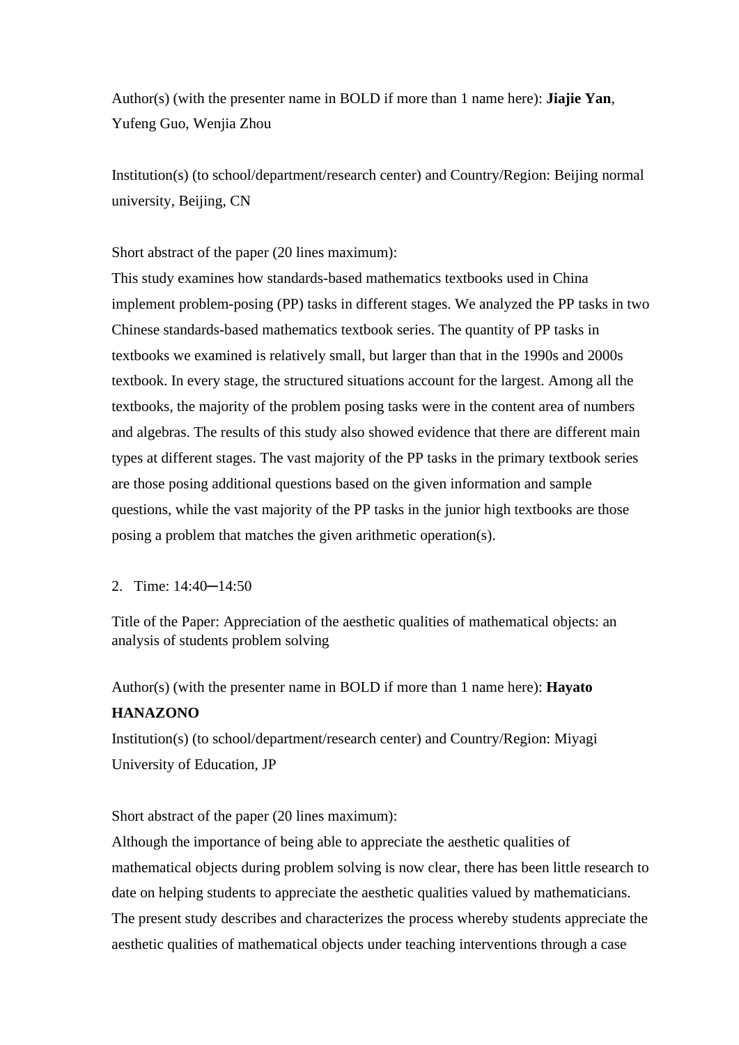Author(s) (with the presenter name in BOLD if more than 1 name here): **Jiajie Yan**, Yufeng Guo, Wenjia Zhou

Institution(s) (to school/department/research center) and Country/Region: Beijing normal university, Beijing, CN

Short abstract of the paper (20 lines maximum):

This study examines how standards-based mathematics textbooks used in China implement problem-posing (PP) tasks in different stages. We analyzed the PP tasks in two Chinese standards-based mathematics textbook series. The quantity of PP tasks in textbooks we examined is relatively small, but larger than that in the 1990s and 2000s textbook. In every stage, the structured situations account for the largest. Among all the textbooks, the majority of the problem posing tasks were in the content area of numbers and algebras. The results of this study also showed evidence that there are different main types at different stages. The vast majority of the PP tasks in the primary textbook series are those posing additional questions based on the given information and sample questions, while the vast majority of the PP tasks in the junior high textbooks are those posing a problem that matches the given arithmetic operation(s).

2. Time: 14:40─14:50

Title of the Paper: Appreciation of the aesthetic qualities of mathematical objects: an analysis of students problem solving

Author(s) (with the presenter name in BOLD if more than 1 name here): **Hayato HANAZONO**

Institution(s) (to school/department/research center) and Country/Region: Miyagi University of Education, JP

Short abstract of the paper (20 lines maximum):

Although the importance of being able to appreciate the aesthetic qualities of mathematical objects during problem solving is now clear, there has been little research to date on helping students to appreciate the aesthetic qualities valued by mathematicians. The present study describes and characterizes the process whereby students appreciate the aesthetic qualities of mathematical objects under teaching interventions through a case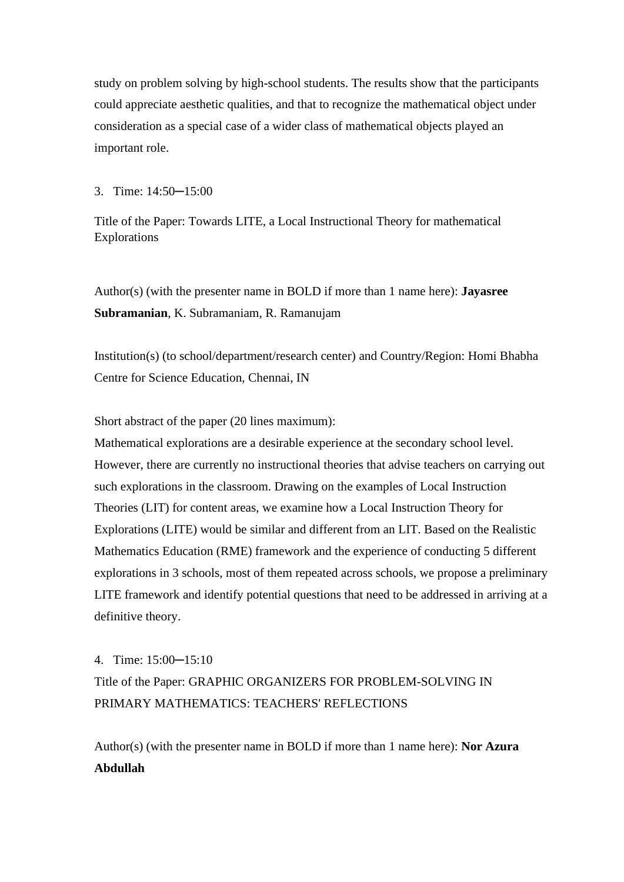study on problem solving by high-school students. The results show that the participants could appreciate aesthetic qualities, and that to recognize the mathematical object under consideration as a special case of a wider class of mathematical objects played an important role.

3. Time: 14:50─15:00

Title of the Paper: Towards LITE, a Local Instructional Theory for mathematical Explorations

Author(s) (with the presenter name in BOLD if more than 1 name here): **Jayasree Subramanian**, K. Subramaniam, R. Ramanujam

Institution(s) (to school/department/research center) and Country/Region: Homi Bhabha Centre for Science Education, Chennai, IN

Short abstract of the paper (20 lines maximum):
Mathematical explorations are a desirable experience at the secondary school level. However, there are currently no instructional theories that advise teachers on carrying out such explorations in the classroom. Drawing on the examples of Local Instruction Theories (LIT) for content areas, we examine how a Local Instruction Theory for Explorations (LITE) would be similar and different from an LIT. Based on the Realistic Mathematics Education (RME) framework and the experience of conducting 5 different explorations in 3 schools, most of them repeated across schools, we propose a preliminary LITE framework and identify potential questions that need to be addressed in arriving at a definitive theory.

4. Time: 15:00─15:10

Title of the Paper: GRAPHIC ORGANIZERS FOR PROBLEM-SOLVING IN PRIMARY MATHEMATICS: TEACHERS' REFLECTIONS

Author(s) (with the presenter name in BOLD if more than 1 name here): **Nor Azura Abdullah**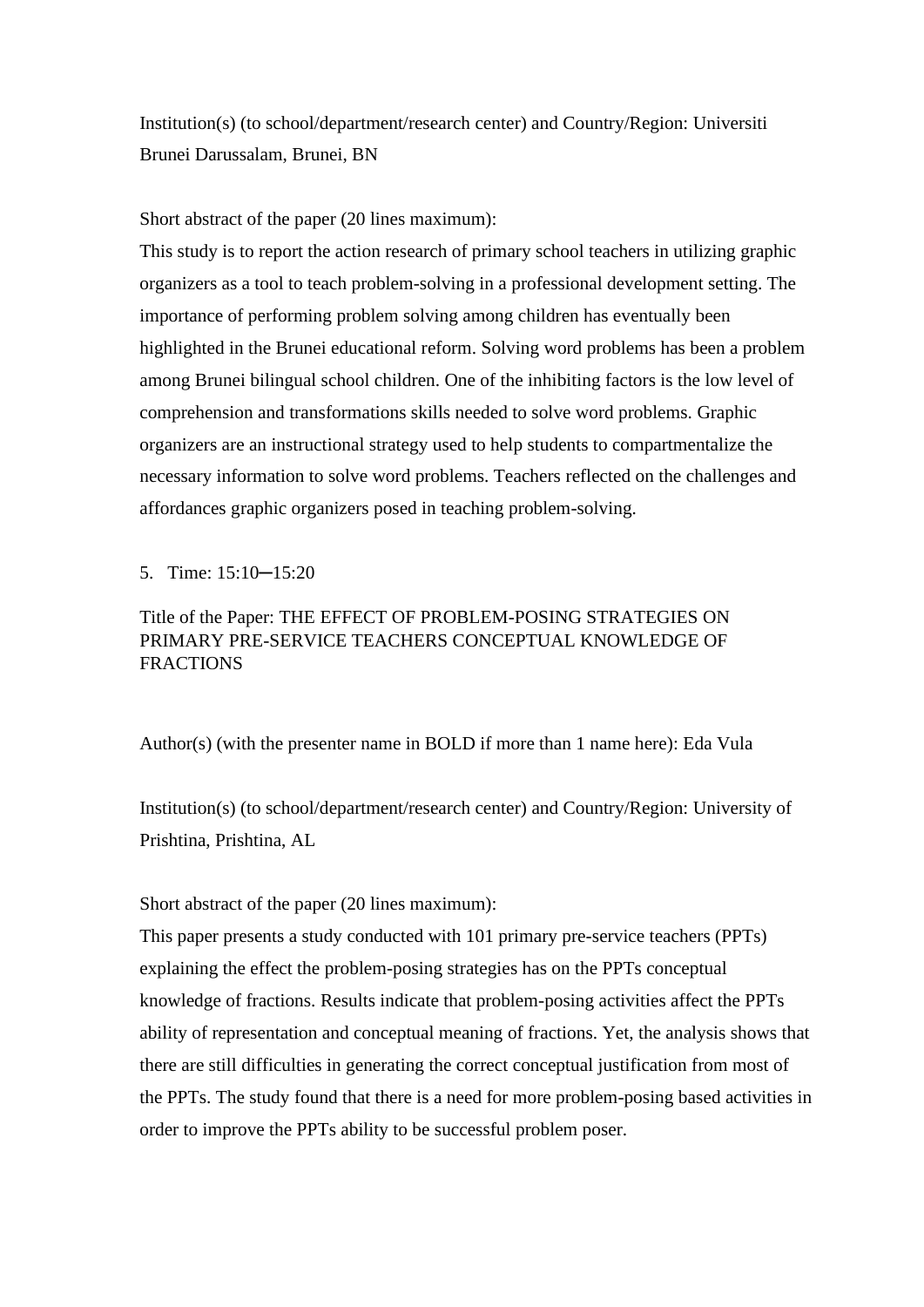Institution(s) (to school/department/research center) and Country/Region: Universiti Brunei Darussalam, Brunei, BN

Short abstract of the paper (20 lines maximum):

This study is to report the action research of primary school teachers in utilizing graphic organizers as a tool to teach problem-solving in a professional development setting. The importance of performing problem solving among children has eventually been highlighted in the Brunei educational reform. Solving word problems has been a problem among Brunei bilingual school children. One of the inhibiting factors is the low level of comprehension and transformations skills needed to solve word problems. Graphic organizers are an instructional strategy used to help students to compartmentalize the necessary information to solve word problems. Teachers reflected on the challenges and affordances graphic organizers posed in teaching problem-solving.

5. Time: 15:10─15:20

Title of the Paper: THE EFFECT OF PROBLEM-POSING STRATEGIES ON PRIMARY PRE-SERVICE TEACHERS CONCEPTUAL KNOWLEDGE OF FRACTIONS

Author(s) (with the presenter name in BOLD if more than 1 name here): Eda Vula

Institution(s) (to school/department/research center) and Country/Region: University of Prishtina, Prishtina, AL

Short abstract of the paper (20 lines maximum):

This paper presents a study conducted with 101 primary pre-service teachers (PPTs) explaining the effect the problem-posing strategies has on the PPTs conceptual knowledge of fractions. Results indicate that problem-posing activities affect the PPTs ability of representation and conceptual meaning of fractions. Yet, the analysis shows that there are still difficulties in generating the correct conceptual justification from most of the PPTs. The study found that there is a need for more problem-posing based activities in order to improve the PPTs ability to be successful problem poser.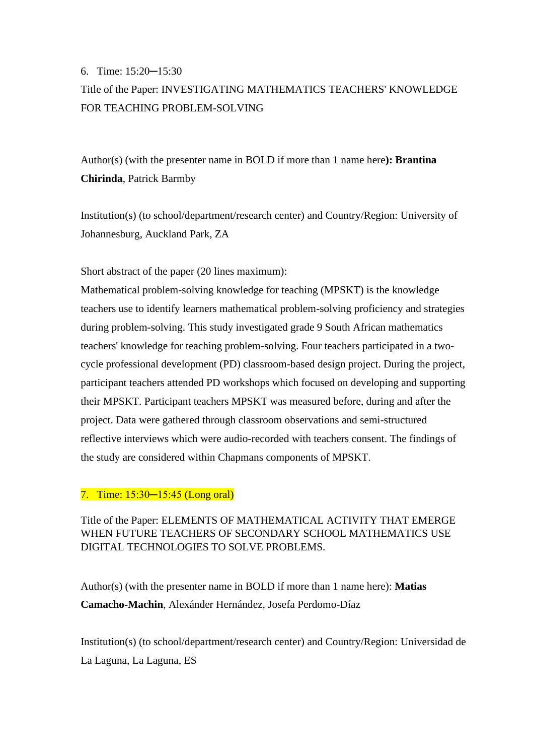6. Time: 15:20─15:30

Title of the Paper: INVESTIGATING MATHEMATICS TEACHERS' KNOWLEDGE FOR TEACHING PROBLEM-SOLVING

Author(s) (with the presenter name in BOLD if more than 1 name here): **Brantina Chirinda**, Patrick Barmby

Institution(s) (to school/department/research center) and Country/Region: University of Johannesburg, Auckland Park, ZA

Short abstract of the paper (20 lines maximum):

Mathematical problem-solving knowledge for teaching (MPSKT) is the knowledge teachers use to identify learners mathematical problem-solving proficiency and strategies during problem-solving. This study investigated grade 9 South African mathematics teachers' knowledge for teaching problem-solving. Four teachers participated in a two-cycle professional development (PD) classroom-based design project. During the project, participant teachers attended PD workshops which focused on developing and supporting their MPSKT. Participant teachers MPSKT was measured before, during and after the project. Data were gathered through classroom observations and semi-structured reflective interviews which were audio-recorded with teachers consent. The findings of the study are considered within Chapmans components of MPSKT.

7. Time: 15:30─15:45 (Long oral)

Title of the Paper: ELEMENTS OF MATHEMATICAL ACTIVITY THAT EMERGE WHEN FUTURE TEACHERS OF SECONDARY SCHOOL MATHEMATICS USE DIGITAL TECHNOLOGIES TO SOLVE PROBLEMS.

Author(s) (with the presenter name in BOLD if more than 1 name here): **Matias Camacho-Machin**, Alexánder Hernández, Josefa Perdomo-Díaz

Institution(s) (to school/department/research center) and Country/Region: Universidad de La Laguna, La Laguna, ES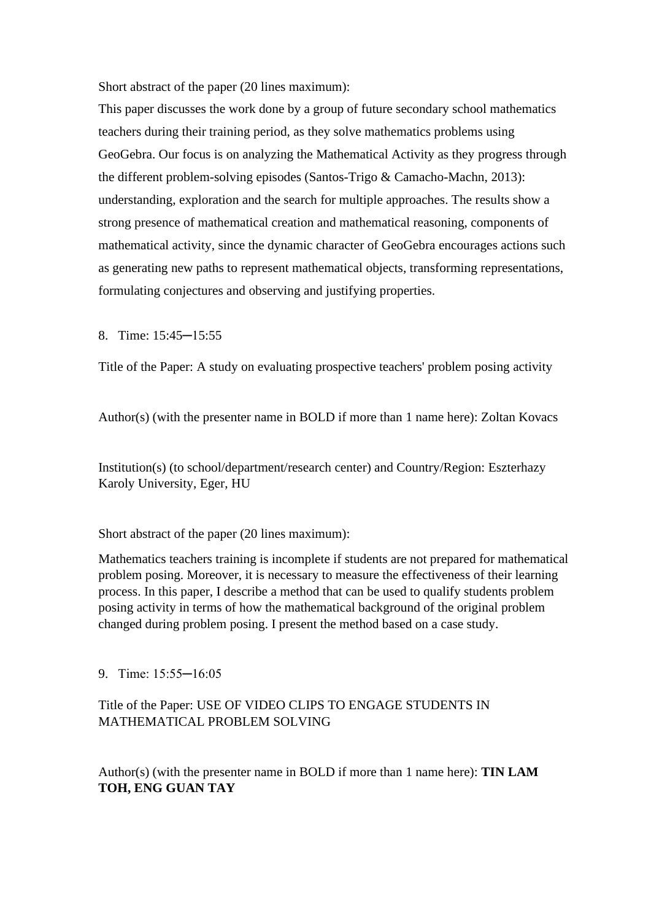Short abstract of the paper (20 lines maximum):

This paper discusses the work done by a group of future secondary school mathematics teachers during their training period, as they solve mathematics problems using GeoGebra. Our focus is on analyzing the Mathematical Activity as they progress through the different problem-solving episodes (Santos-Trigo & Camacho-Machn, 2013): understanding, exploration and the search for multiple approaches. The results show a strong presence of mathematical creation and mathematical reasoning, components of mathematical activity, since the dynamic character of GeoGebra encourages actions such as generating new paths to represent mathematical objects, transforming representations, formulating conjectures and observing and justifying properties.

8. Time: 15:45─15:55

Title of the Paper: A study on evaluating prospective teachers' problem posing activity

Author(s) (with the presenter name in BOLD if more than 1 name here): Zoltan Kovacs

Institution(s) (to school/department/research center) and Country/Region: Eszterhazy Karoly University, Eger, HU

Short abstract of the paper (20 lines maximum):

Mathematics teachers training is incomplete if students are not prepared for mathematical problem posing. Moreover, it is necessary to measure the effectiveness of their learning process. In this paper, I describe a method that can be used to qualify students problem posing activity in terms of how the mathematical background of the original problem changed during problem posing. I present the method based on a case study.

9. Time: 15:55─16:05

Title of the Paper: USE OF VIDEO CLIPS TO ENGAGE STUDENTS IN MATHEMATICAL PROBLEM SOLVING

Author(s) (with the presenter name in BOLD if more than 1 name here): **TIN LAM TOH, ENG GUAN TAY**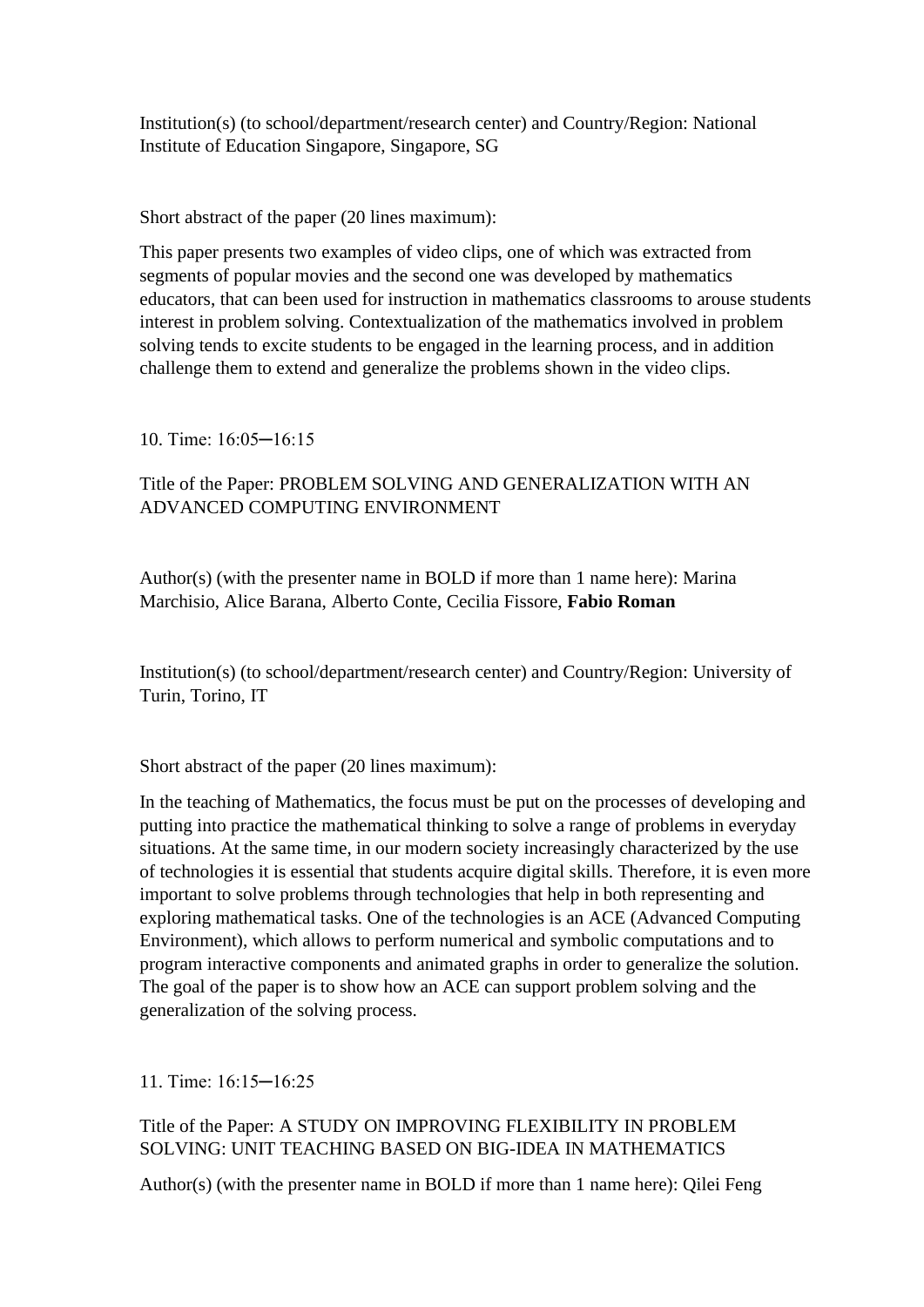Institution(s) (to school/department/research center) and Country/Region: National Institute of Education Singapore, Singapore, SG

Short abstract of the paper (20 lines maximum):

This paper presents two examples of video clips, one of which was extracted from segments of popular movies and the second one was developed by mathematics educators, that can been used for instruction in mathematics classrooms to arouse students interest in problem solving. Contextualization of the mathematics involved in problem solving tends to excite students to be engaged in the learning process, and in addition challenge them to extend and generalize the problems shown in the video clips.

10. Time: 16:05─16:15

Title of the Paper: PROBLEM SOLVING AND GENERALIZATION WITH AN ADVANCED COMPUTING ENVIRONMENT

Author(s) (with the presenter name in BOLD if more than 1 name here): Marina Marchisio, Alice Barana, Alberto Conte, Cecilia Fissore, **Fabio Roman**

Institution(s) (to school/department/research center) and Country/Region: University of Turin, Torino, IT

Short abstract of the paper (20 lines maximum):

In the teaching of Mathematics, the focus must be put on the processes of developing and putting into practice the mathematical thinking to solve a range of problems in everyday situations. At the same time, in our modern society increasingly characterized by the use of technologies it is essential that students acquire digital skills. Therefore, it is even more important to solve problems through technologies that help in both representing and exploring mathematical tasks. One of the technologies is an ACE (Advanced Computing Environment), which allows to perform numerical and symbolic computations and to program interactive components and animated graphs in order to generalize the solution. The goal of the paper is to show how an ACE can support problem solving and the generalization of the solving process.

11. Time: 16:15─16:25

Title of the Paper: A STUDY ON IMPROVING FLEXIBILITY IN PROBLEM SOLVING: UNIT TEACHING BASED ON BIG-IDEA IN MATHEMATICS

Author(s) (with the presenter name in BOLD if more than 1 name here): Qilei Feng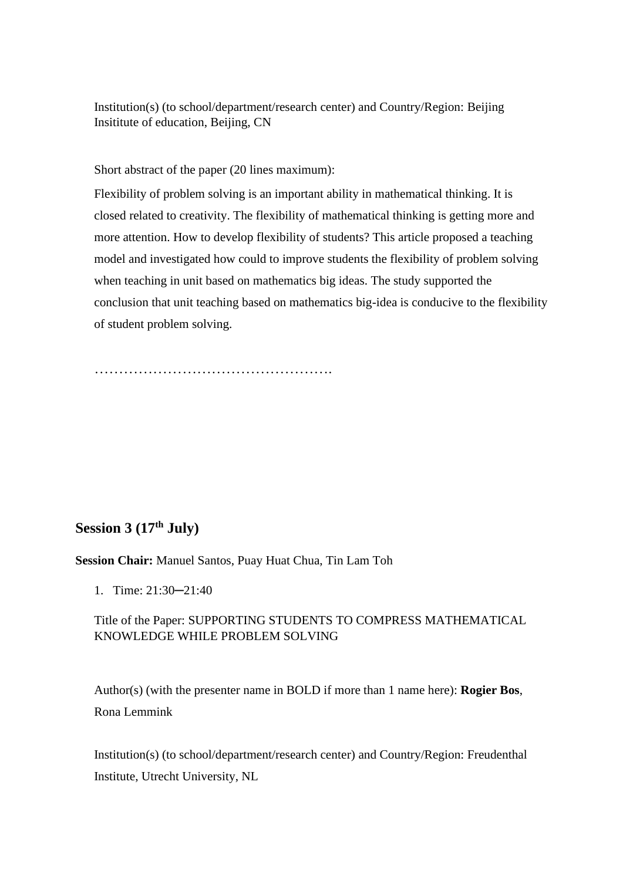Institution(s) (to school/department/research center) and Country/Region: Beijing Insititute of education, Beijing, CN

Short abstract of the paper (20 lines maximum):

Flexibility of problem solving is an important ability in mathematical thinking. It is closed related to creativity. The flexibility of mathematical thinking is getting more and more attention. How to develop flexibility of students? This article proposed a teaching model and investigated how could to improve students the flexibility of problem solving when teaching in unit based on mathematics big ideas. The study supported the conclusion that unit teaching based on mathematics big-idea is conducive to the flexibility of student problem solving.

………………………………………….

## Session 3 (17th July)

**Session Chair:** Manuel Santos, Puay Huat Chua, Tin Lam Toh

1. Time: 21:30─21:40

   Title of the Paper: SUPPORTING STUDENTS TO COMPRESS MATHEMATICAL KNOWLEDGE WHILE PROBLEM SOLVING

   Author(s) (with the presenter name in BOLD if more than 1 name here): **Rogier Bos**, Rona Lemmink

   Institution(s) (to school/department/research center) and Country/Region: Freudenthal Institute, Utrecht University, NL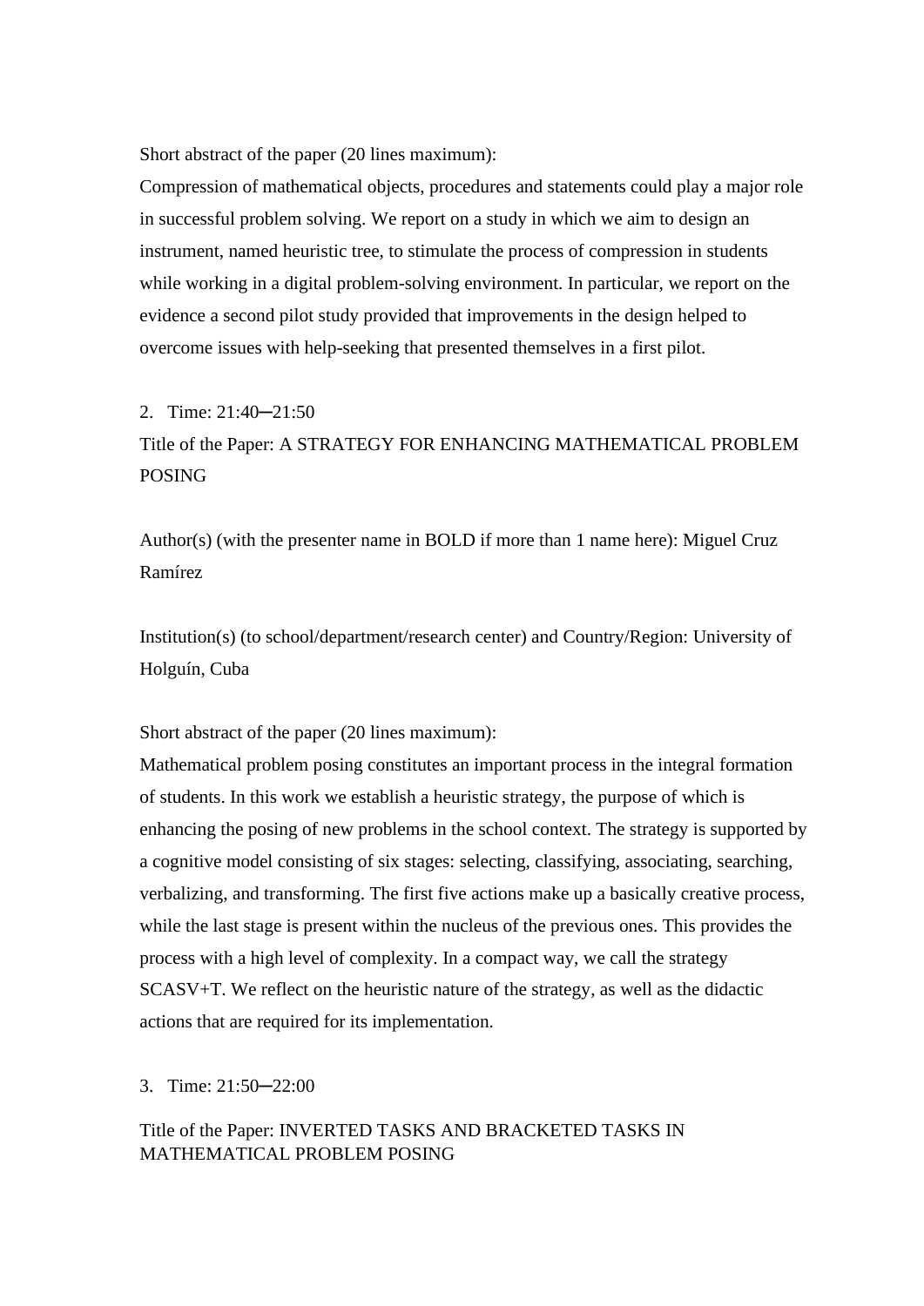Short abstract of the paper (20 lines maximum):

Compression of mathematical objects, procedures and statements could play a major role in successful problem solving. We report on a study in which we aim to design an instrument, named heuristic tree, to stimulate the process of compression in students while working in a digital problem-solving environment. In particular, we report on the evidence a second pilot study provided that improvements in the design helped to overcome issues with help-seeking that presented themselves in a first pilot.

2. Time: 21:40─21:50

Title of the Paper: A STRATEGY FOR ENHANCING MATHEMATICAL PROBLEM POSING

Author(s) (with the presenter name in BOLD if more than 1 name here): Miguel Cruz Ramírez

Institution(s) (to school/department/research center) and Country/Region: University of Holguín, Cuba

Short abstract of the paper (20 lines maximum):

Mathematical problem posing constitutes an important process in the integral formation of students. In this work we establish a heuristic strategy, the purpose of which is enhancing the posing of new problems in the school context. The strategy is supported by a cognitive model consisting of six stages: selecting, classifying, associating, searching, verbalizing, and transforming. The first five actions make up a basically creative process, while the last stage is present within the nucleus of the previous ones. This provides the process with a high level of complexity. In a compact way, we call the strategy SCASV+T. We reflect on the heuristic nature of the strategy, as well as the didactic actions that are required for its implementation.

3. Time: 21:50─22:00

Title of the Paper: INVERTED TASKS AND BRACKETED TASKS IN MATHEMATICAL PROBLEM POSING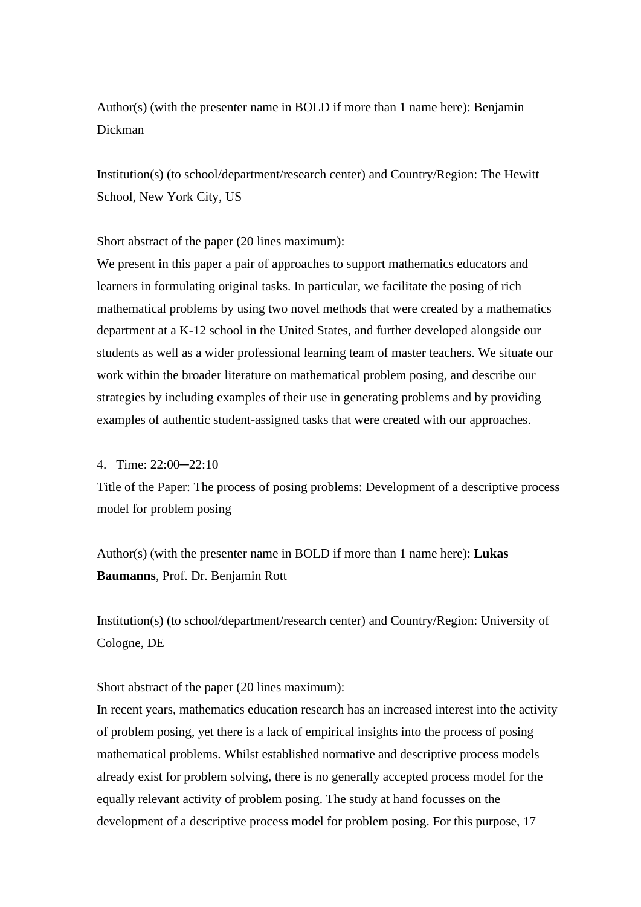Author(s) (with the presenter name in BOLD if more than 1 name here): Benjamin Dickman

Institution(s) (to school/department/research center) and Country/Region: The Hewitt School, New York City, US

Short abstract of the paper (20 lines maximum):
We present in this paper a pair of approaches to support mathematics educators and learners in formulating original tasks. In particular, we facilitate the posing of rich mathematical problems by using two novel methods that were created by a mathematics department at a K-12 school in the United States, and further developed alongside our students as well as a wider professional learning team of master teachers. We situate our work within the broader literature on mathematical problem posing, and describe our strategies by including examples of their use in generating problems and by providing examples of authentic student-assigned tasks that were created with our approaches.

4. Time: 22:00─22:10
Title of the Paper: The process of posing problems: Development of a descriptive process model for problem posing

Author(s) (with the presenter name in BOLD if more than 1 name here): **Lukas Baumanns**, Prof. Dr. Benjamin Rott

Institution(s) (to school/department/research center) and Country/Region: University of Cologne, DE

Short abstract of the paper (20 lines maximum):
In recent years, mathematics education research has an increased interest into the activity of problem posing, yet there is a lack of empirical insights into the process of posing mathematical problems. Whilst established normative and descriptive process models already exist for problem solving, there is no generally accepted process model for the equally relevant activity of problem posing. The study at hand focusses on the development of a descriptive process model for problem posing. For this purpose, 17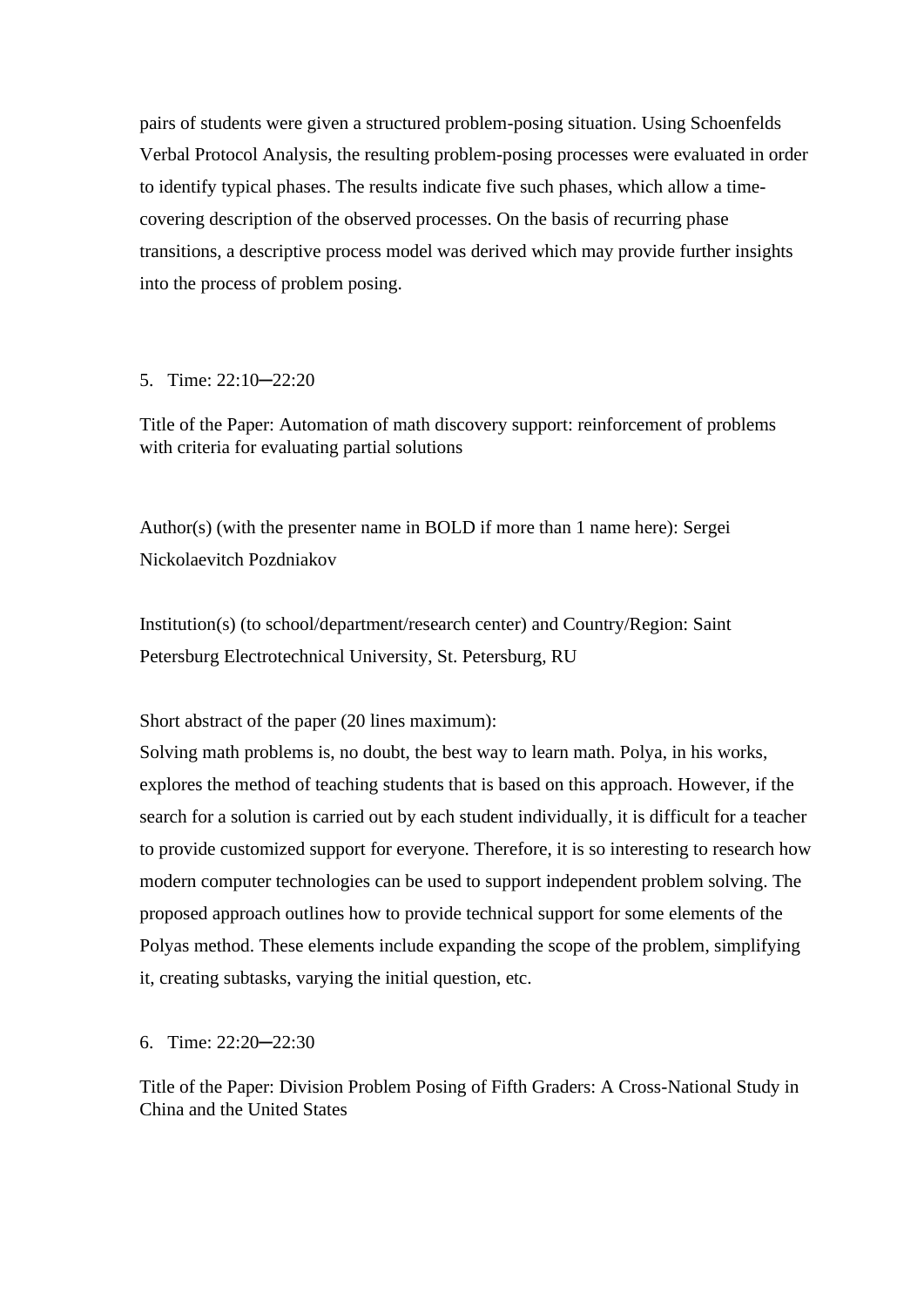pairs of students were given a structured problem-posing situation. Using Schoenfelds Verbal Protocol Analysis, the resulting problem-posing processes were evaluated in order to identify typical phases. The results indicate five such phases, which allow a time-covering description of the observed processes. On the basis of recurring phase transitions, a descriptive process model was derived which may provide further insights into the process of problem posing.

5. Time: 22:10─22:20

Title of the Paper: Automation of math discovery support: reinforcement of problems with criteria for evaluating partial solutions

Author(s) (with the presenter name in BOLD if more than 1 name here): Sergei Nickolaevitch Pozdniakov

Institution(s) (to school/department/research center) and Country/Region: Saint Petersburg Electrotechnical University, St. Petersburg, RU

Short abstract of the paper (20 lines maximum):
Solving math problems is, no doubt, the best way to learn math. Polya, in his works, explores the method of teaching students that is based on this approach. However, if the search for a solution is carried out by each student individually, it is difficult for a teacher to provide customized support for everyone. Therefore, it is so interesting to research how modern computer technologies can be used to support independent problem solving. The proposed approach outlines how to provide technical support for some elements of the Polyas method. These elements include expanding the scope of the problem, simplifying it, creating subtasks, varying the initial question, etc.

6. Time: 22:20─22:30

Title of the Paper: Division Problem Posing of Fifth Graders: A Cross-National Study in China and the United States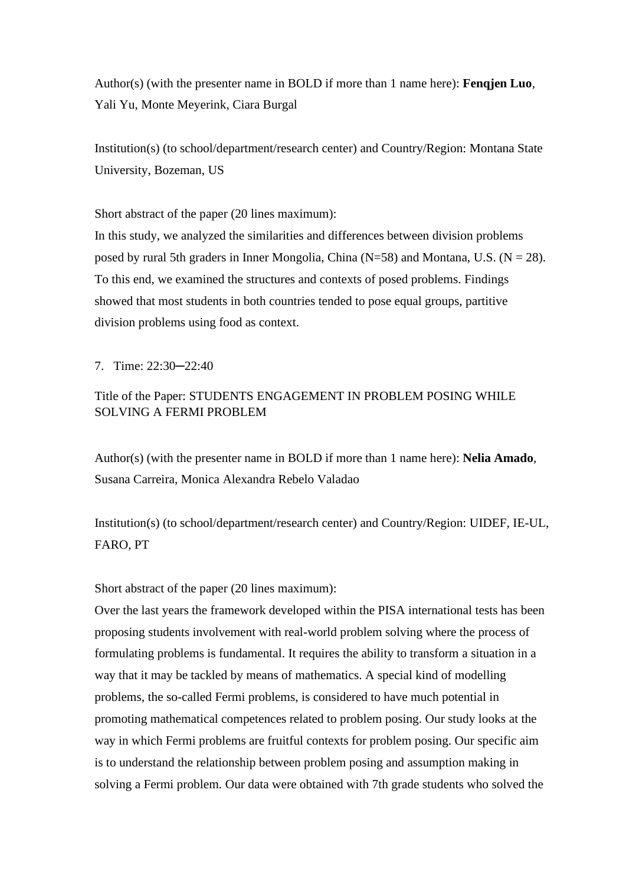Author(s) (with the presenter name in BOLD if more than 1 name here): **Fenqjen Luo**, Yali Yu, Monte Meyerink, Ciara Burgal

Institution(s) (to school/department/research center) and Country/Region: Montana State University, Bozeman, US

Short abstract of the paper (20 lines maximum):
In this study, we analyzed the similarities and differences between division problems posed by rural 5th graders in Inner Mongolia, China (N=58) and Montana, U.S. (N = 28). To this end, we examined the structures and contexts of posed problems. Findings showed that most students in both countries tended to pose equal groups, partitive division problems using food as context.

7. Time: 22:30─22:40

Title of the Paper: STUDENTS ENGAGEMENT IN PROBLEM POSING WHILE SOLVING A FERMI PROBLEM

Author(s) (with the presenter name in BOLD if more than 1 name here): **Nelia Amado**, Susana Carreira, Monica Alexandra Rebelo Valadao

Institution(s) (to school/department/research center) and Country/Region: UIDEF, IE-UL, FARO, PT

Short abstract of the paper (20 lines maximum):
Over the last years the framework developed within the PISA international tests has been proposing students involvement with real-world problem solving where the process of formulating problems is fundamental. It requires the ability to transform a situation in a way that it may be tackled by means of mathematics. A special kind of modelling problems, the so-called Fermi problems, is considered to have much potential in promoting mathematical competences related to problem posing. Our study looks at the way in which Fermi problems are fruitful contexts for problem posing. Our specific aim is to understand the relationship between problem posing and assumption making in solving a Fermi problem. Our data were obtained with 7th grade students who solved the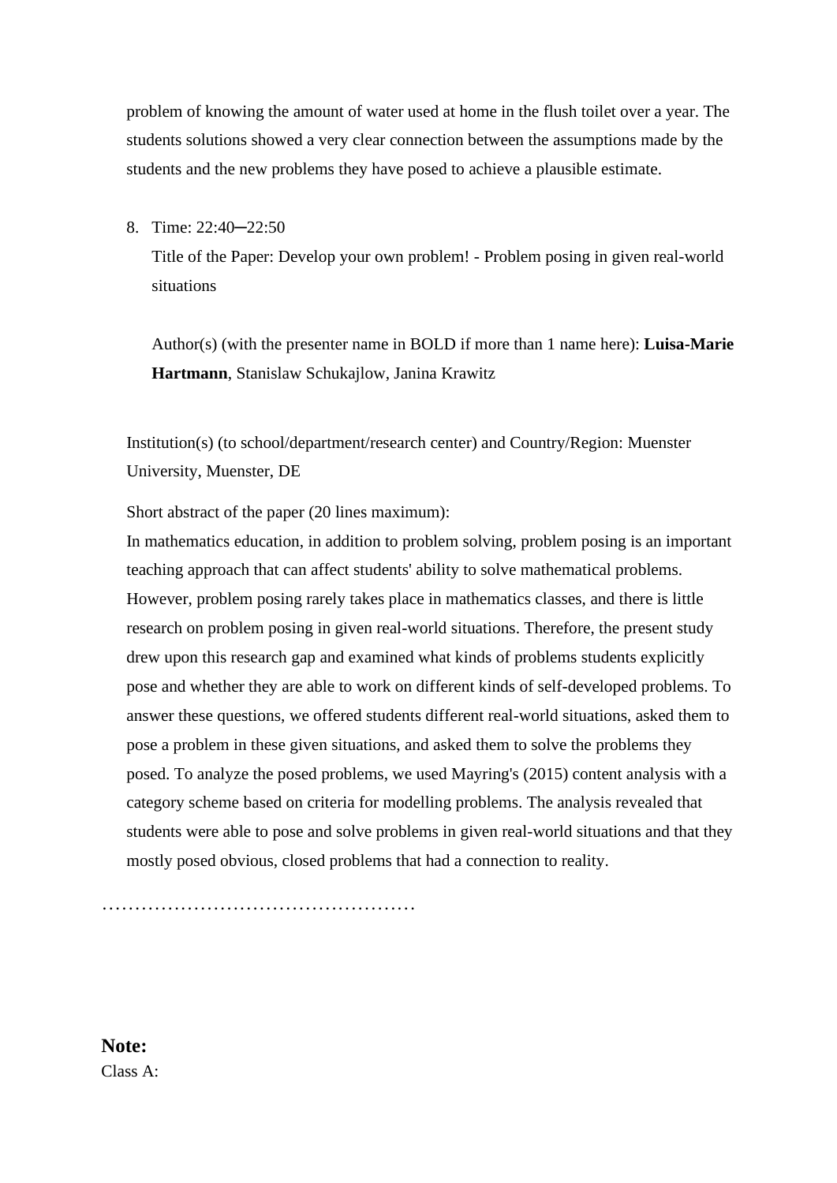problem of knowing the amount of water used at home in the flush toilet over a year. The students solutions showed a very clear connection between the assumptions made by the students and the new problems they have posed to achieve a plausible estimate.

8. Time: 22:40─22:50

   Title of the Paper: Develop your own problem! - Problem posing in given real-world situations

   Author(s) (with the presenter name in BOLD if more than 1 name here): **Luisa-Marie Hartmann**, Stanislaw Schukajlow, Janina Krawitz

Institution(s) (to school/department/research center) and Country/Region: Muenster University, Muenster, DE

Short abstract of the paper (20 lines maximum):

In mathematics education, in addition to problem solving, problem posing is an important teaching approach that can affect students' ability to solve mathematical problems. However, problem posing rarely takes place in mathematics classes, and there is little research on problem posing in given real-world situations. Therefore, the present study drew upon this research gap and examined what kinds of problems students explicitly pose and whether they are able to work on different kinds of self-developed problems. To answer these questions, we offered students different real-world situations, asked them to pose a problem in these given situations, and asked them to solve the problems they posed. To analyze the posed problems, we used Mayring's (2015) content analysis with a category scheme based on criteria for modelling problems. The analysis revealed that students were able to pose and solve problems in given real-world situations and that they mostly posed obvious, closed problems that had a connection to reality.

…………………………………………

**Note:**

Class A: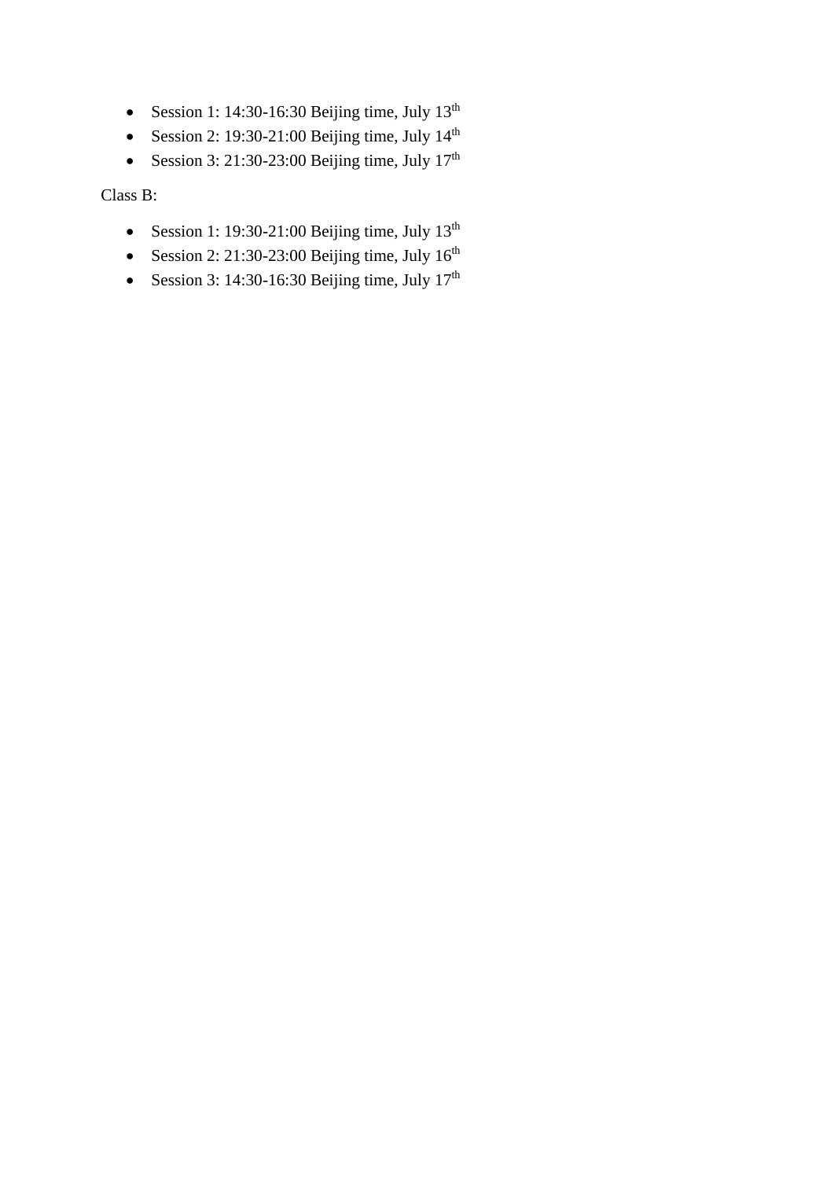- Session 1: 14:30-16:30 Beijing time, July 13th
- Session 2: 19:30-21:00 Beijing time, July 14th
- Session 3: 21:30-23:00 Beijing time, July 17th

Class B:

- Session 1: 19:30-21:00 Beijing time, July 13th
- Session 2: 21:30-23:00 Beijing time, July 16th
- Session 3: 14:30-16:30 Beijing time, July 17th